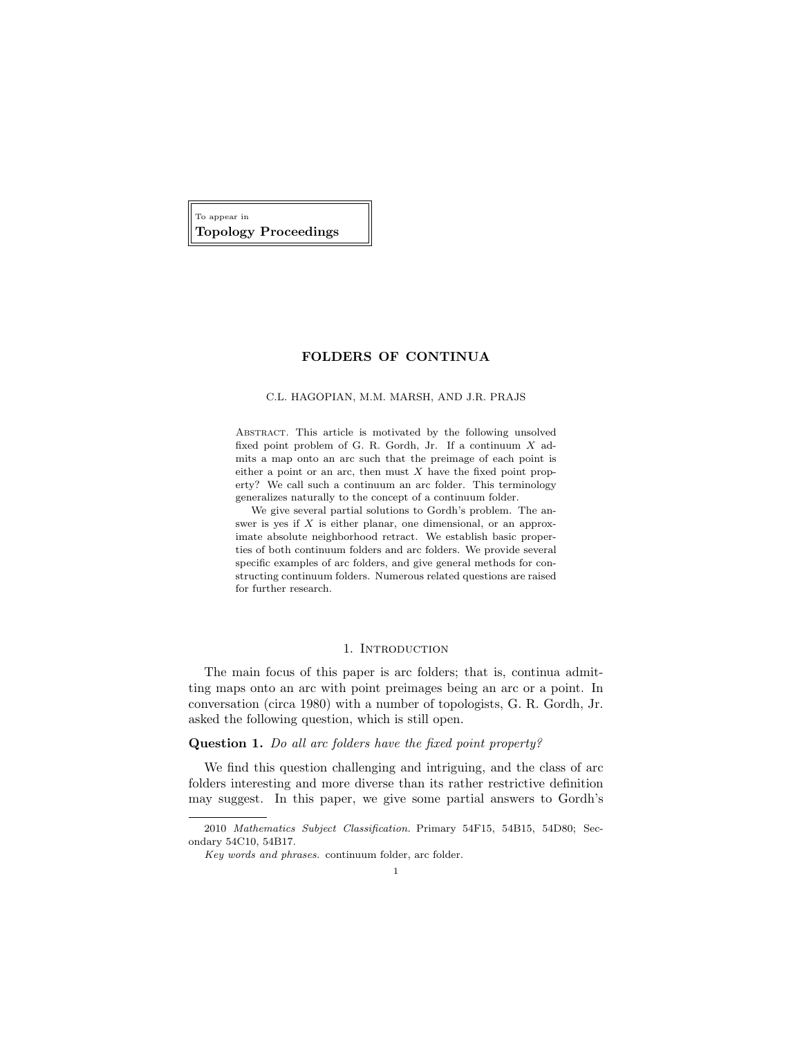To appear in
**Topology Proceedings**

# FOLDERS OF CONTINUA

C.L. HAGOPIAN, M.M. MARSH, AND J.R. PRAJS

Abstract. This article is motivated by the following unsolved fixed point problem of G. R. Gordh, Jr. If a continuum $X$ admits a map onto an arc such that the preimage of each point is either a point or an arc, then must $X$ have the fixed point property? We call such a continuum an arc folder. This terminology generalizes naturally to the concept of a continuum folder.

We give several partial solutions to Gordh's problem. The answer is yes if $X$ is either planar, one dimensional, or an approximate absolute neighborhood retract. We establish basic properties of both continuum folders and arc folders. We provide several specific examples of arc folders, and give general methods for constructing continuum folders. Numerous related questions are raised for further research.

## 1. Introduction

The main focus of this paper is arc folders; that is, continua admitting maps onto an arc with point preimages being an arc or a point. In conversation (circa 1980) with a number of topologists, G. R. Gordh, Jr. asked the following question, which is still open.

**Question 1.** *Do all arc folders have the fixed point property?*

We find this question challenging and intriguing, and the class of arc folders interesting and more diverse than its rather restrictive definition may suggest. In this paper, we give some partial answers to Gordh's

2010 *Mathematics Subject Classification.* Primary 54F15, 54B15, 54D80; Secondary 54C10, 54B17.

*Key words and phrases.* continuum folder, arc folder.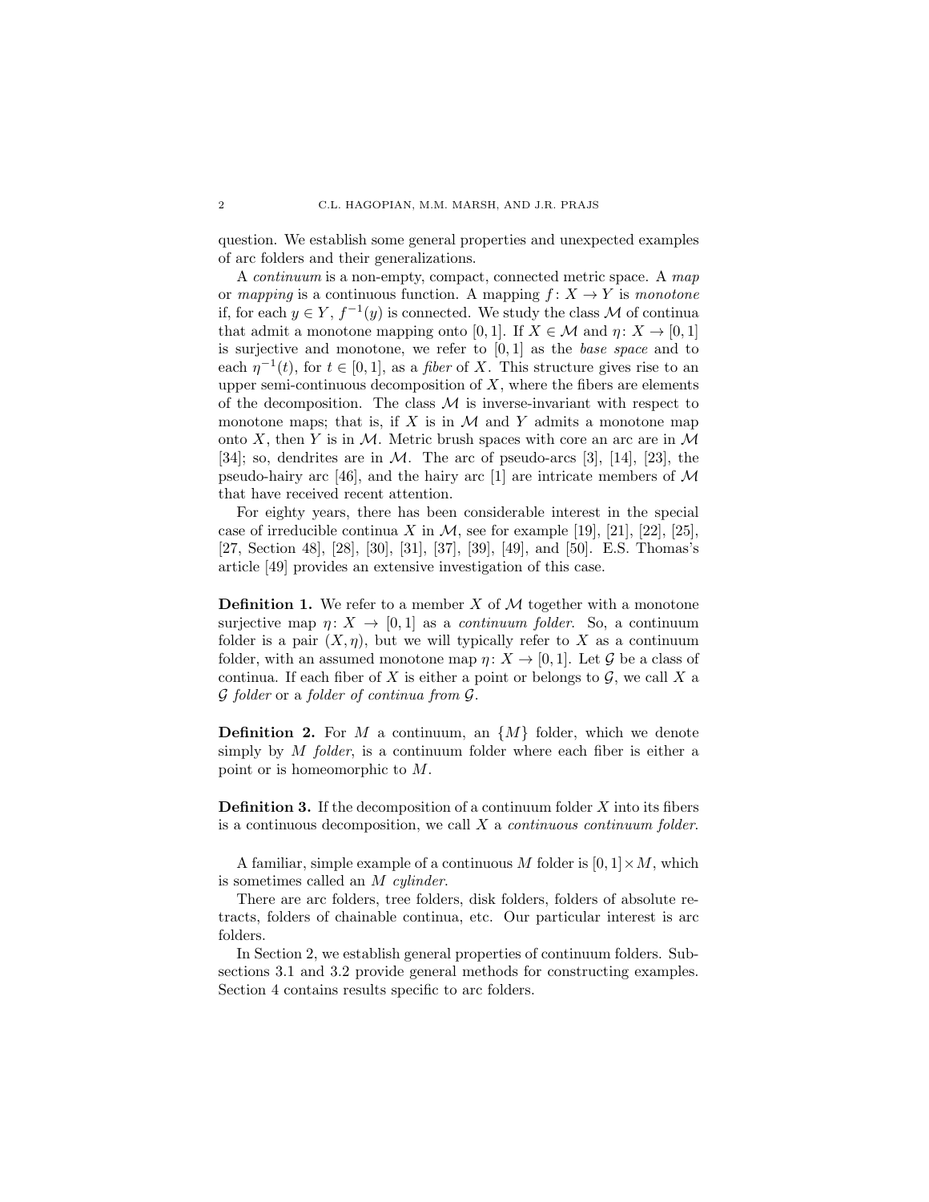question. We establish some general properties and unexpected examples of arc folders and their generalizations.

A *continuum* is a non-empty, compact, connected metric space. A *map* or *mapping* is a continuous function. A mapping $f\colon X \to Y$ is *monotone* if, for each $y \in Y$, $f^{-1}(y)$ is connected. We study the class $\mathcal{M}$ of continua that admit a monotone mapping onto $[0,1]$. If $X \in \mathcal{M}$ and $\eta\colon X \to [0,1]$ is surjective and monotone, we refer to $[0,1]$ as the *base space* and to each $\eta^{-1}(t)$, for $t \in [0,1]$, as a *fiber* of $X$. This structure gives rise to an upper semi-continuous decomposition of $X$, where the fibers are elements of the decomposition. The class $\mathcal{M}$ is inverse-invariant with respect to monotone maps; that is, if $X$ is in $\mathcal{M}$ and $Y$ admits a monotone map onto $X$, then $Y$ is in $\mathcal{M}$. Metric brush spaces with core an arc are in $\mathcal{M}$ [34]; so, dendrites are in $\mathcal{M}$. The arc of pseudo-arcs [3], [14], [23], the pseudo-hairy arc [46], and the hairy arc [1] are intricate members of $\mathcal{M}$ that have received recent attention.

For eighty years, there has been considerable interest in the special case of irreducible continua $X$ in $\mathcal{M}$, see for example [19], [21], [22], [25], [27, Section 48], [28], [30], [31], [37], [39], [49], and [50]. E.S. Thomas's article [49] provides an extensive investigation of this case.

**Definition 1.** We refer to a member $X$ of $\mathcal{M}$ together with a monotone surjective map $\eta\colon X \to [0,1]$ as a *continuum folder*. So, a continuum folder is a pair $(X, \eta)$, but we will typically refer to $X$ as a continuum folder, with an assumed monotone map $\eta\colon X \to [0,1]$. Let $\mathcal{G}$ be a class of continua. If each fiber of $X$ is either a point or belongs to $\mathcal{G}$, we call $X$ a *$\mathcal{G}$ folder* or a *folder of continua from $\mathcal{G}$*.

**Definition 2.** For $M$ a continuum, an $\{M\}$ folder, which we denote simply by *$M$ folder*, is a continuum folder where each fiber is either a point or is homeomorphic to $M$.

**Definition 3.** If the decomposition of a continuum folder $X$ into its fibers is a continuous decomposition, we call $X$ a *continuous continuum folder*.

A familiar, simple example of a continuous $M$ folder is $[0,1] \times M$, which is sometimes called an *$M$ cylinder*.

There are arc folders, tree folders, disk folders, folders of absolute retracts, folders of chainable continua, etc. Our particular interest is arc folders.

In Section 2, we establish general properties of continuum folders. Subsections 3.1 and 3.2 provide general methods for constructing examples. Section 4 contains results specific to arc folders.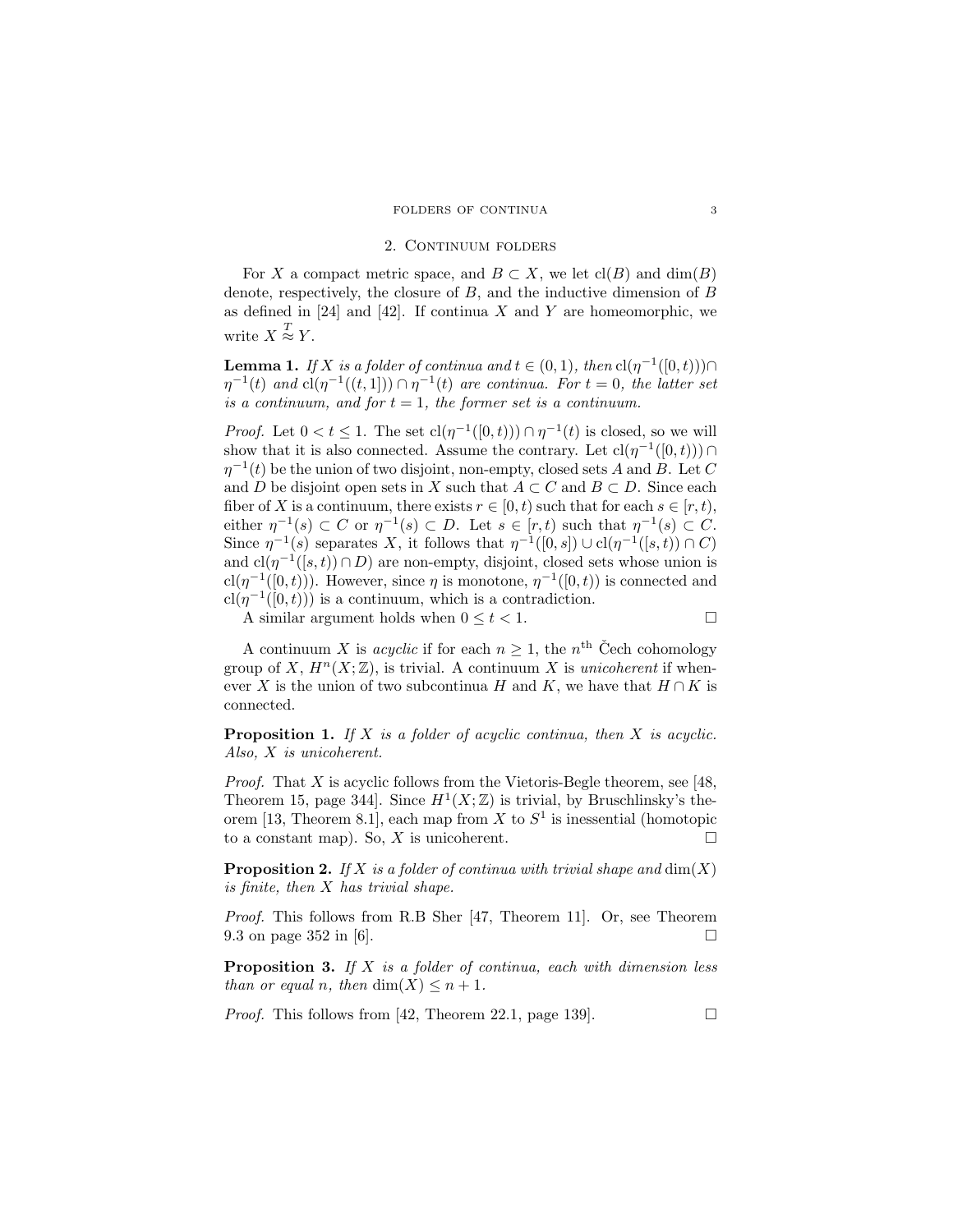## 2. Continuum folders

For $X$ a compact metric space, and $B \subset X$, we let $\mathrm{cl}(B)$ and $\dim(B)$ denote, respectively, the closure of $B$, and the inductive dimension of $B$ as defined in [24] and [42]. If continua $X$ and $Y$ are homeomorphic, we write $X \stackrel{T}{\approx} Y$.

**Lemma 1.** *If $X$ is a folder of continua and $t \in (0,1)$, then $\mathrm{cl}(\eta^{-1}([0,t))) \cap \eta^{-1}(t)$ and $\mathrm{cl}(\eta^{-1}((t,1])) \cap \eta^{-1}(t)$ are continua. For $t = 0$, the latter set is a continuum, and for $t = 1$, the former set is a continuum.*

*Proof.* Let $0 < t \leq 1$. The set $\mathrm{cl}(\eta^{-1}([0,t))) \cap \eta^{-1}(t)$ is closed, so we will show that it is also connected. Assume the contrary. Let $\mathrm{cl}(\eta^{-1}([0,t))) \cap \eta^{-1}(t)$ be the union of two disjoint, non-empty, closed sets $A$ and $B$. Let $C$ and $D$ be disjoint open sets in $X$ such that $A \subset C$ and $B \subset D$. Since each fiber of $X$ is a continuum, there exists $r \in [0,t)$ such that for each $s \in [r,t)$, either $\eta^{-1}(s) \subset C$ or $\eta^{-1}(s) \subset D$. Let $s \in [r,t)$ such that $\eta^{-1}(s) \subset C$. Since $\eta^{-1}(s)$ separates $X$, it follows that $\eta^{-1}([0,s]) \cup \mathrm{cl}(\eta^{-1}([s,t)) \cap C)$ and $\mathrm{cl}(\eta^{-1}([s,t)) \cap D)$ are non-empty, disjoint, closed sets whose union is $\mathrm{cl}(\eta^{-1}([0,t)))$. However, since $\eta$ is monotone, $\eta^{-1}([0,t))$ is connected and $\mathrm{cl}(\eta^{-1}([0,t)))$ is a continuum, which is a contradiction.

A similar argument holds when $0 \leq t < 1$. $\square$

A continuum $X$ is *acyclic* if for each $n \geq 1$, the $n^{\text{th}}$ Čech cohomology group of $X$, $H^n(X;\mathbb{Z})$, is trivial. A continuum $X$ is *unicoherent* if whenever $X$ is the union of two subcontinua $H$ and $K$, we have that $H \cap K$ is connected.

**Proposition 1.** *If $X$ is a folder of acyclic continua, then $X$ is acyclic. Also, $X$ is unicoherent.*

*Proof.* That $X$ is acyclic follows from the Vietoris-Begle theorem, see [48, Theorem 15, page 344]. Since $H^1(X;\mathbb{Z})$ is trivial, by Bruschlinsky's theorem [13, Theorem 8.1], each map from $X$ to $S^1$ is inessential (homotopic to a constant map). So, $X$ is unicoherent. $\square$

**Proposition 2.** *If $X$ is a folder of continua with trivial shape and $\dim(X)$ is finite, then $X$ has trivial shape.*

*Proof.* This follows from R.B Sher [47, Theorem 11]. Or, see Theorem 9.3 on page 352 in [6]. $\square$

**Proposition 3.** *If $X$ is a folder of continua, each with dimension less than or equal $n$, then $\dim(X) \leq n + 1$.*

*Proof.* This follows from [42, Theorem 22.1, page 139]. $\square$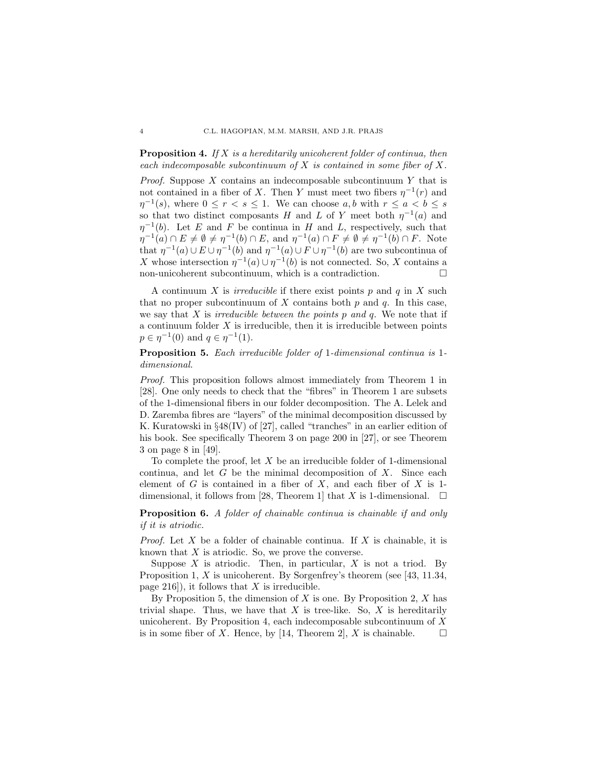**Proposition 4.** *If $X$ is a hereditarily unicoherent folder of continua, then each indecomposable subcontinuum of $X$ is contained in some fiber of $X$.*

*Proof.* Suppose $X$ contains an indecomposable subcontinuum $Y$ that is not contained in a fiber of $X$. Then $Y$ must meet two fibers $\eta^{-1}(r)$ and $\eta^{-1}(s)$, where $0 \leq r < s \leq 1$. We can choose $a, b$ with $r \leq a < b \leq s$ so that two distinct composants $H$ and $L$ of $Y$ meet both $\eta^{-1}(a)$ and $\eta^{-1}(b)$. Let $E$ and $F$ be continua in $H$ and $L$, respectively, such that $\eta^{-1}(a) \cap E \neq \emptyset \neq \eta^{-1}(b) \cap E$, and $\eta^{-1}(a) \cap F \neq \emptyset \neq \eta^{-1}(b) \cap F$. Note that $\eta^{-1}(a) \cup E \cup \eta^{-1}(b)$ and $\eta^{-1}(a) \cup F \cup \eta^{-1}(b)$ are two subcontinua of $X$ whose intersection $\eta^{-1}(a) \cup \eta^{-1}(b)$ is not connected. So, $X$ contains a non-unicoherent subcontinuum, which is a contradiction. $\square$

A continuum $X$ is *irreducible* if there exist points $p$ and $q$ in $X$ such that no proper subcontinuum of $X$ contains both $p$ and $q$. In this case, we say that $X$ is *irreducible between the points $p$ and $q$*. We note that if a continuum folder $X$ is irreducible, then it is irreducible between points $p \in \eta^{-1}(0)$ and $q \in \eta^{-1}(1)$.

**Proposition 5.** *Each irreducible folder of 1-dimensional continua is 1-dimensional.*

*Proof.* This proposition follows almost immediately from Theorem 1 in [28]. One only needs to check that the "fibres" in Theorem 1 are subsets of the 1-dimensional fibers in our folder decomposition. The A. Lelek and D. Zaremba fibres are "layers" of the minimal decomposition discussed by K. Kuratowski in §48(IV) of [27], called "tranches" in an earlier edition of his book. See specifically Theorem 3 on page 200 in [27], or see Theorem 3 on page 8 in [49].

To complete the proof, let $X$ be an irreducible folder of 1-dimensional continua, and let $G$ be the minimal decomposition of $X$. Since each element of $G$ is contained in a fiber of $X$, and each fiber of $X$ is 1-dimensional, it follows from [28, Theorem 1] that $X$ is 1-dimensional. $\square$

**Proposition 6.** *A folder of chainable continua is chainable if and only if it is atriodic.*

*Proof.* Let $X$ be a folder of chainable continua. If $X$ is chainable, it is known that $X$ is atriodic. So, we prove the converse.

Suppose $X$ is atriodic. Then, in particular, $X$ is not a triod. By Proposition 1, $X$ is unicoherent. By Sorgenfrey's theorem (see [43, 11.34, page 216]), it follows that $X$ is irreducible.

By Proposition 5, the dimension of $X$ is one. By Proposition 2, $X$ has trivial shape. Thus, we have that $X$ is tree-like. So, $X$ is hereditarily unicoherent. By Proposition 4, each indecomposable subcontinuum of $X$ is in some fiber of $X$. Hence, by [14, Theorem 2], $X$ is chainable. $\square$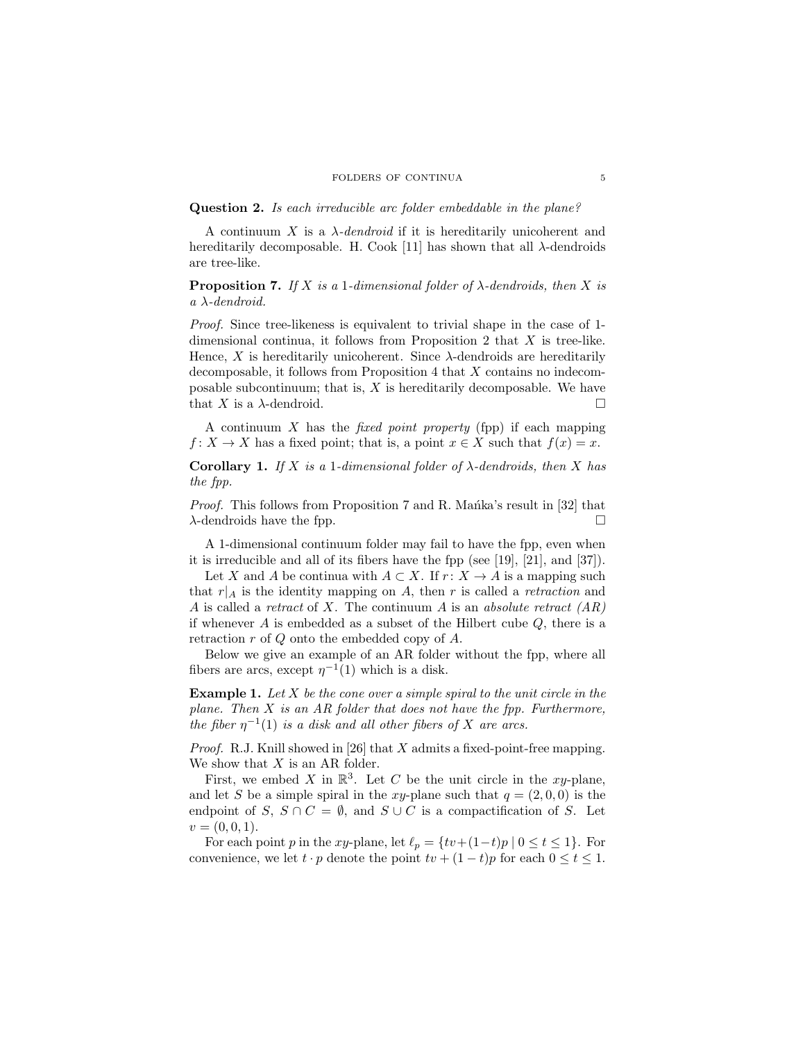**Question 2.** *Is each irreducible arc folder embeddable in the plane?*

A continuum $X$ is a *$\lambda$-dendroid* if it is hereditarily unicoherent and hereditarily decomposable. H. Cook [11] has shown that all $\lambda$-dendroids are tree-like.

**Proposition 7.** *If $X$ is a 1-dimensional folder of $\lambda$-dendroids, then $X$ is a $\lambda$-dendroid.*

*Proof.* Since tree-likeness is equivalent to trivial shape in the case of 1-dimensional continua, it follows from Proposition 2 that $X$ is tree-like. Hence, $X$ is hereditarily unicoherent. Since $\lambda$-dendroids are hereditarily decomposable, it follows from Proposition 4 that $X$ contains no indecomposable subcontinuum; that is, $X$ is hereditarily decomposable. We have that $X$ is a $\lambda$-dendroid. □

A continuum $X$ has the *fixed point property* (fpp) if each mapping $f\colon X \to X$ has a fixed point; that is, a point $x \in X$ such that $f(x) = x$.

**Corollary 1.** *If $X$ is a 1-dimensional folder of $\lambda$-dendroids, then $X$ has the fpp.*

*Proof.* This follows from Proposition 7 and R. Mańka's result in [32] that $\lambda$-dendroids have the fpp. □

A 1-dimensional continuum folder may fail to have the fpp, even when it is irreducible and all of its fibers have the fpp (see [19], [21], and [37]).

Let $X$ and $A$ be continua with $A \subset X$. If $r\colon X \to A$ is a mapping such that $r|_A$ is the identity mapping on $A$, then $r$ is called a *retraction* and $A$ is called a *retract* of $X$. The continuum $A$ is an *absolute retract (AR)* if whenever $A$ is embedded as a subset of the Hilbert cube $Q$, there is a retraction $r$ of $Q$ onto the embedded copy of $A$.

Below we give an example of an AR folder without the fpp, where all fibers are arcs, except $\eta^{-1}(1)$ which is a disk.

**Example 1.** *Let $X$ be the cone over a simple spiral to the unit circle in the plane. Then $X$ is an AR folder that does not have the fpp. Furthermore, the fiber $\eta^{-1}(1)$ is a disk and all other fibers of $X$ are arcs.*

*Proof.* R.J. Knill showed in [26] that $X$ admits a fixed-point-free mapping. We show that $X$ is an AR folder.

First, we embed $X$ in $\mathbb{R}^3$. Let $C$ be the unit circle in the $xy$-plane, and let $S$ be a simple spiral in the $xy$-plane such that $q = (2, 0, 0)$ is the endpoint of $S$, $S \cap C = \emptyset$, and $S \cup C$ is a compactification of $S$. Let $v = (0, 0, 1)$.

For each point $p$ in the $xy$-plane, let $\ell_p = \{tv+(1-t)p \mid 0 \le t \le 1\}$. For convenience, we let $t \cdot p$ denote the point $tv + (1-t)p$ for each $0 \le t \le 1$.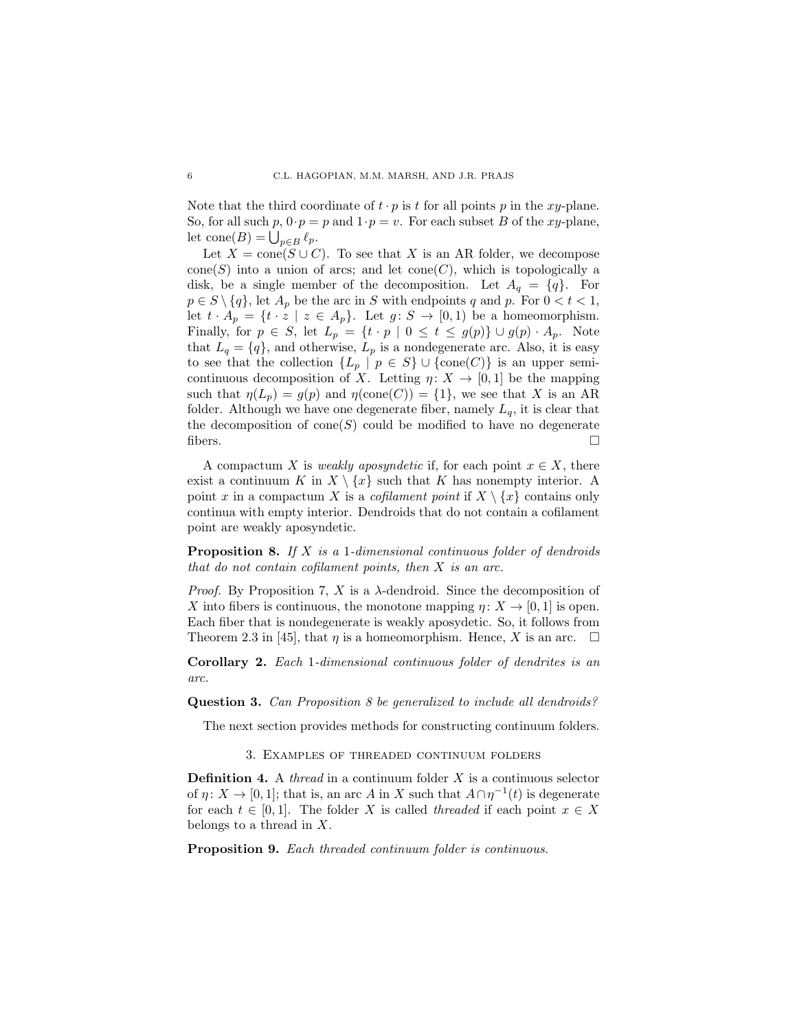Note that the third coordinate of $t \cdot p$ is $t$ for all points $p$ in the $xy$-plane. So, for all such $p$, $0 \cdot p = p$ and $1 \cdot p = v$. For each subset $B$ of the $xy$-plane, let $\mathrm{cone}(B) = \bigcup_{p \in B} \ell_p$.

Let $X = \mathrm{cone}(S \cup C)$. To see that $X$ is an AR folder, we decompose $\mathrm{cone}(S)$ into a union of arcs; and let $\mathrm{cone}(C)$, which is topologically a disk, be a single member of the decomposition. Let $A_q = \{q\}$. For $p \in S \setminus \{q\}$, let $A_p$ be the arc in $S$ with endpoints $q$ and $p$. For $0 < t < 1$, let $t \cdot A_p = \{t \cdot z \mid z \in A_p\}$. Let $g \colon S \to [0, 1)$ be a homeomorphism. Finally, for $p \in S$, let $L_p = \{t \cdot p \mid 0 \leq t \leq g(p)\} \cup g(p) \cdot A_p$. Note that $L_q = \{q\}$, and otherwise, $L_p$ is a nondegenerate arc. Also, it is easy to see that the collection $\{L_p \mid p \in S\} \cup \{\mathrm{cone}(C)\}$ is an upper semi-continuous decomposition of $X$. Letting $\eta \colon X \to [0, 1]$ be the mapping such that $\eta(L_p) = g(p)$ and $\eta(\mathrm{cone}(C)) = \{1\}$, we see that $X$ is an AR folder. Although we have one degenerate fiber, namely $L_q$, it is clear that the decomposition of $\mathrm{cone}(S)$ could be modified to have no degenerate fibers. $\square$

A compactum $X$ is *weakly aposyndetic* if, for each point $x \in X$, there exist a continuum $K$ in $X \setminus \{x\}$ such that $K$ has nonempty interior. A point $x$ in a compactum $X$ is a *cofilament point* if $X \setminus \{x\}$ contains only continua with empty interior. Dendroids that do not contain a cofilament point are weakly aposyndetic.

**Proposition 8.** *If $X$ is a 1-dimensional continuous folder of dendroids that do not contain cofilament points, then $X$ is an arc.*

*Proof.* By Proposition 7, $X$ is a $\lambda$-dendroid. Since the decomposition of $X$ into fibers is continuous, the monotone mapping $\eta \colon X \to [0, 1]$ is open. Each fiber that is nondegenerate is weakly aposydetic. So, it follows from Theorem 2.3 in [45], that $\eta$ is a homeomorphism. Hence, $X$ is an arc. $\square$

**Corollary 2.** *Each 1-dimensional continuous folder of dendrites is an arc.*

**Question 3.** *Can Proposition 8 be generalized to include all dendroids?*

The next section provides methods for constructing continuum folders.

## 3. Examples of threaded continuum folders

**Definition 4.** A *thread* in a continuum folder $X$ is a continuous selector of $\eta \colon X \to [0, 1]$; that is, an arc $A$ in $X$ such that $A \cap \eta^{-1}(t)$ is degenerate for each $t \in [0, 1]$. The folder $X$ is called *threaded* if each point $x \in X$ belongs to a thread in $X$.

**Proposition 9.** *Each threaded continuum folder is continuous.*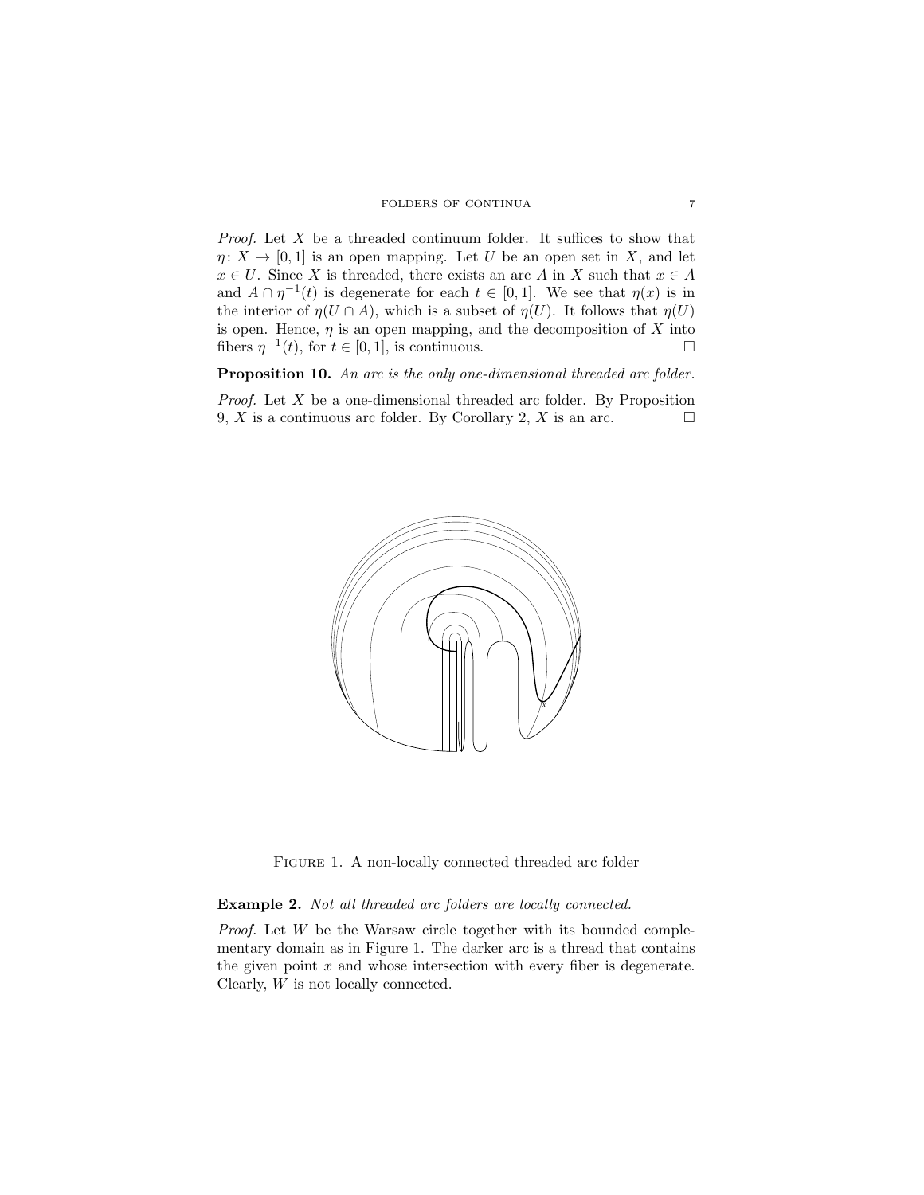*Proof.* Let $X$ be a threaded continuum folder. It suffices to show that $\eta\colon X \to [0,1]$ is an open mapping. Let $U$ be an open set in $X$, and let $x \in U$. Since $X$ is threaded, there exists an arc $A$ in $X$ such that $x \in A$ and $A \cap \eta^{-1}(t)$ is degenerate for each $t \in [0,1]$. We see that $\eta(x)$ is in the interior of $\eta(U \cap A)$, which is a subset of $\eta(U)$. It follows that $\eta(U)$ is open. Hence, $\eta$ is an open mapping, and the decomposition of $X$ into fibers $\eta^{-1}(t)$, for $t \in [0,1]$, is continuous. $\square$

**Proposition 10.** *An arc is the only one-dimensional threaded arc folder.*

*Proof.* Let $X$ be a one-dimensional threaded arc folder. By Proposition 9, $X$ is a continuous arc folder. By Corollary 2, $X$ is an arc. $\square$

Figure 1. A non-locally connected threaded arc folder

**Example 2.** *Not all threaded arc folders are locally connected.*

*Proof.* Let $W$ be the Warsaw circle together with its bounded complementary domain as in Figure 1. The darker arc is a thread that contains the given point $x$ and whose intersection with every fiber is degenerate. Clearly, $W$ is not locally connected.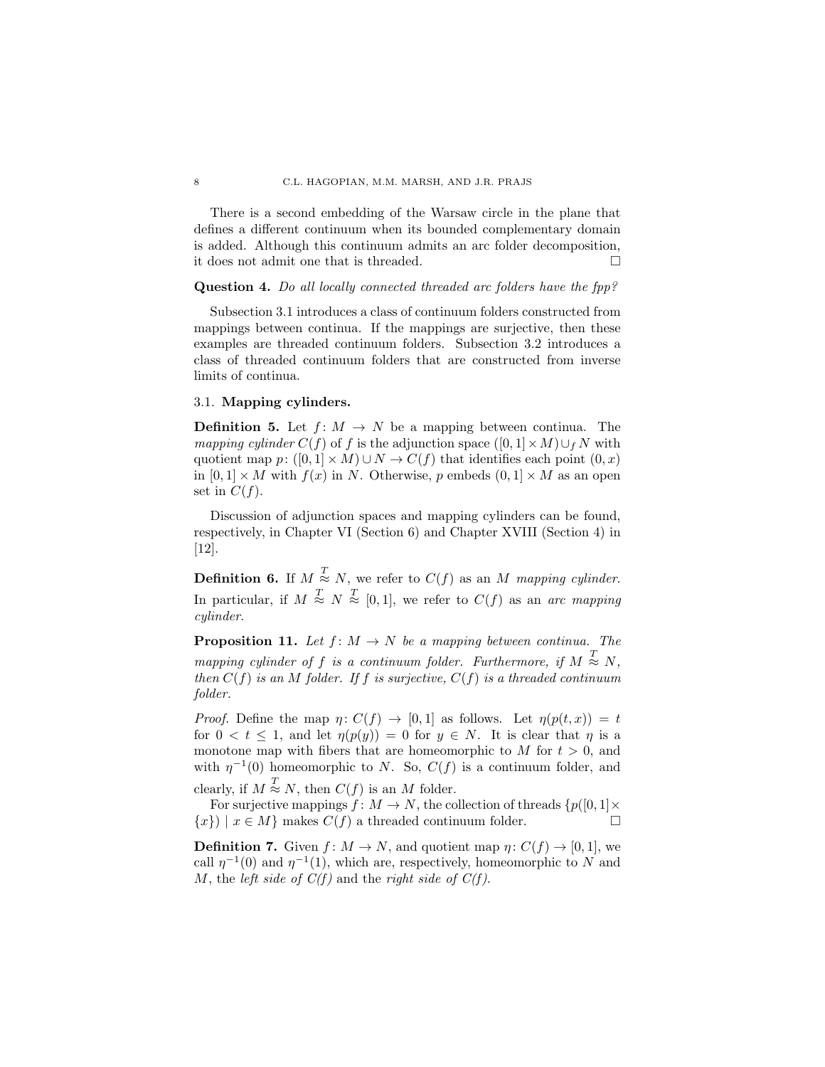There is a second embedding of the Warsaw circle in the plane that defines a different continuum when its bounded complementary domain is added. Although this continuum admits an arc folder decomposition, it does not admit one that is threaded. □

**Question 4.** *Do all locally connected threaded arc folders have the fpp?*

Subsection 3.1 introduces a class of continuum folders constructed from mappings between continua. If the mappings are surjective, then these examples are threaded continuum folders. Subsection 3.2 introduces a class of threaded continuum folders that are constructed from inverse limits of continua.

### 3.1. **Mapping cylinders.**

**Definition 5.** Let $f\colon M \to N$ be a mapping between continua. The *mapping cylinder* $C(f)$ of $f$ is the adjunction space $([0,1]\times M)\cup_f N$ with quotient map $p\colon ([0,1]\times M)\cup N \to C(f)$ that identifies each point $(0,x)$ in $[0,1]\times M$ with $f(x)$ in $N$. Otherwise, $p$ embeds $(0,1]\times M$ as an open set in $C(f)$.

Discussion of adjunction spaces and mapping cylinders can be found, respectively, in Chapter VI (Section 6) and Chapter XVIII (Section 4) in [12].

**Definition 6.** If $M \overset{T}{\approx} N$, we refer to $C(f)$ as an $M$ *mapping cylinder*. In particular, if $M \overset{T}{\approx} N \overset{T}{\approx} [0,1]$, we refer to $C(f)$ as an *arc mapping cylinder*.

**Proposition 11.** *Let $f\colon M \to N$ be a mapping between continua. The mapping cylinder of $f$ is a continuum folder. Furthermore, if $M \overset{T}{\approx} N$, then $C(f)$ is an $M$ folder. If $f$ is surjective, $C(f)$ is a threaded continuum folder.*

*Proof.* Define the map $\eta\colon C(f) \to [0,1]$ as follows. Let $\eta(p(t,x)) = t$ for $0 < t \leq 1$, and let $\eta(p(y)) = 0$ for $y \in N$. It is clear that $\eta$ is a monotone map with fibers that are homeomorphic to $M$ for $t > 0$, and with $\eta^{-1}(0)$ homeomorphic to $N$. So, $C(f)$ is a continuum folder, and clearly, if $M \overset{T}{\approx} N$, then $C(f)$ is an $M$ folder.

For surjective mappings $f\colon M \to N$, the collection of threads $\{p([0,1]\times\{x\}) \mid x \in M\}$ makes $C(f)$ a threaded continuum folder. □

**Definition 7.** Given $f\colon M \to N$, and quotient map $\eta\colon C(f) \to [0,1]$, we call $\eta^{-1}(0)$ and $\eta^{-1}(1)$, which are, respectively, homeomorphic to $N$ and $M$, the *left side of C(f)* and the *right side of C(f)*.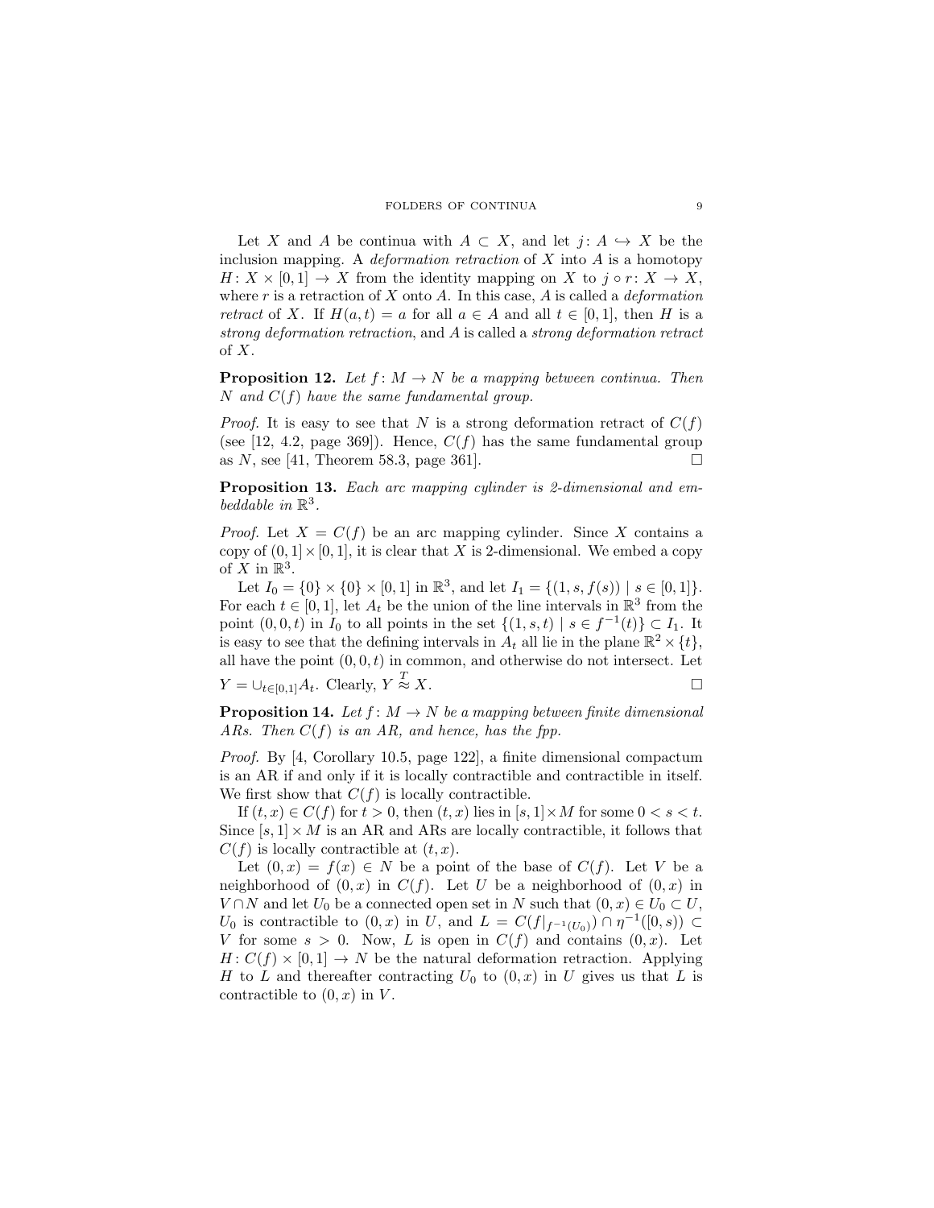Let $X$ and $A$ be continua with $A \subset X$, and let $j\colon A \hookrightarrow X$ be the inclusion mapping. A *deformation retraction* of $X$ into $A$ is a homotopy $H\colon X \times [0,1] \to X$ from the identity mapping on $X$ to $j \circ r\colon X \to X$, where $r$ is a retraction of $X$ onto $A$. In this case, $A$ is called a *deformation retract* of $X$. If $H(a,t) = a$ for all $a \in A$ and all $t \in [0,1]$, then $H$ is a *strong deformation retraction*, and $A$ is called a *strong deformation retract* of $X$.

**Proposition 12.** *Let $f\colon M \to N$ be a mapping between continua. Then $N$ and $C(f)$ have the same fundamental group.*

*Proof.* It is easy to see that $N$ is a strong deformation retract of $C(f)$ (see [12, 4.2, page 369]). Hence, $C(f)$ has the same fundamental group as $N$, see [41, Theorem 58.3, page 361]. □

**Proposition 13.** *Each arc mapping cylinder is 2-dimensional and embeddable in $\mathbb{R}^3$.*

*Proof.* Let $X = C(f)$ be an arc mapping cylinder. Since $X$ contains a copy of $(0,1] \times [0,1]$, it is clear that $X$ is 2-dimensional. We embed a copy of $X$ in $\mathbb{R}^3$.

Let $I_0 = \{0\} \times \{0\} \times [0,1]$ in $\mathbb{R}^3$, and let $I_1 = \{(1,s,f(s)) \mid s \in [0,1]\}$. For each $t \in [0,1]$, let $A_t$ be the union of the line intervals in $\mathbb{R}^3$ from the point $(0,0,t)$ in $I_0$ to all points in the set $\{(1,s,t) \mid s \in f^{-1}(t)\} \subset I_1$. It is easy to see that the defining intervals in $A_t$ all lie in the plane $\mathbb{R}^2 \times \{t\}$, all have the point $(0,0,t)$ in common, and otherwise do not intersect. Let $Y = \cup_{t\in[0,1]} A_t$. Clearly, $Y \overset{T}{\approx} X$. □

**Proposition 14.** *Let $f\colon M \to N$ be a mapping between finite dimensional ARs. Then $C(f)$ is an AR, and hence, has the fpp.*

*Proof.* By [4, Corollary 10.5, page 122], a finite dimensional compactum is an AR if and only if it is locally contractible and contractible in itself. We first show that $C(f)$ is locally contractible.

If $(t,x) \in C(f)$ for $t > 0$, then $(t,x)$ lies in $[s,1] \times M$ for some $0 < s < t$. Since $[s,1] \times M$ is an AR and ARs are locally contractible, it follows that $C(f)$ is locally contractible at $(t,x)$.

Let $(0,x) = f(x) \in N$ be a point of the base of $C(f)$. Let $V$ be a neighborhood of $(0,x)$ in $C(f)$. Let $U$ be a neighborhood of $(0,x)$ in $V \cap N$ and let $U_0$ be a connected open set in $N$ such that $(0,x) \in U_0 \subset U$, $U_0$ is contractible to $(0,x)$ in $U$, and $L = C(f|_{f^{-1}(U_0)}) \cap \eta^{-1}([0,s)) \subset V$ for some $s > 0$. Now, $L$ is open in $C(f)$ and contains $(0,x)$. Let $H\colon C(f) \times [0,1] \to N$ be the natural deformation retraction. Applying $H$ to $L$ and thereafter contracting $U_0$ to $(0,x)$ in $U$ gives us that $L$ is contractible to $(0,x)$ in $V$.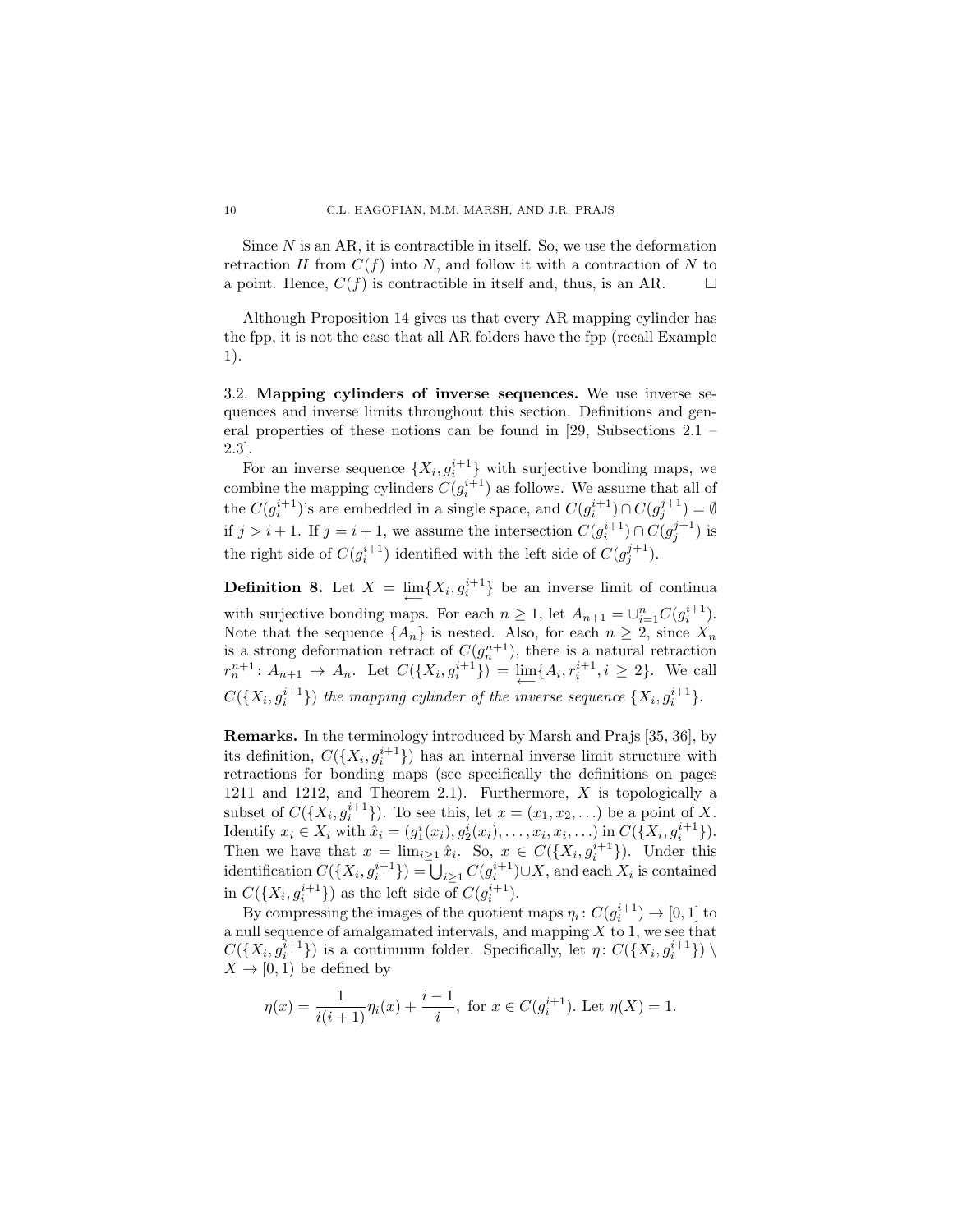Since $N$ is an AR, it is contractible in itself. So, we use the deformation retraction $H$ from $C(f)$ into $N$, and follow it with a contraction of $N$ to a point. Hence, $C(f)$ is contractible in itself and, thus, is an AR. $\square$

Although Proposition 14 gives us that every AR mapping cylinder has the fpp, it is not the case that all AR folders have the fpp (recall Example 1).

3.2. **Mapping cylinders of inverse sequences.** We use inverse sequences and inverse limits throughout this section. Definitions and general properties of these notions can be found in [29, Subsections 2.1 – 2.3].

For an inverse sequence $\{X_i, g_i^{i+1}\}$ with surjective bonding maps, we combine the mapping cylinders $C(g_i^{i+1})$ as follows. We assume that all of the $C(g_i^{i+1})$'s are embedded in a single space, and $C(g_i^{i+1}) \cap C(g_j^{j+1}) = \emptyset$ if $j > i+1$. If $j = i+1$, we assume the intersection $C(g_i^{i+1}) \cap C(g_j^{j+1})$ is the right side of $C(g_i^{i+1})$ identified with the left side of $C(g_j^{j+1})$.

**Definition 8.** Let $X = \varprojlim\{X_i, g_i^{i+1}\}$ be an inverse limit of continua with surjective bonding maps. For each $n \geq 1$, let $A_{n+1} = \cup_{i=1}^n C(g_i^{i+1})$. Note that the sequence $\{A_n\}$ is nested. Also, for each $n \geq 2$, since $X_n$ is a strong deformation retract of $C(g_n^{n+1})$, there is a natural retraction $r_n^{n+1}\colon A_{n+1} \to A_n$. Let $C(\{X_i, g_i^{i+1}\}) = \varprojlim\{A_i, r_i^{i+1}, i \geq 2\}$. We call $C(\{X_i, g_i^{i+1}\})$ *the mapping cylinder of the inverse sequence* $\{X_i, g_i^{i+1}\}$.

**Remarks.** In the terminology introduced by Marsh and Prajs [35, 36], by its definition, $C(\{X_i, g_i^{i+1}\})$ has an internal inverse limit structure with retractions for bonding maps (see specifically the definitions on pages 1211 and 1212, and Theorem 2.1). Furthermore, $X$ is topologically a subset of $C(\{X_i, g_i^{i+1}\})$. To see this, let $x = (x_1, x_2, \ldots)$ be a point of $X$. Identify $x_i \in X_i$ with $\hat{x}_i = (g_1^i(x_i), g_2^i(x_i), \ldots, x_i, x_i, \ldots)$ in $C(\{X_i, g_i^{i+1}\})$. Then we have that $x = \lim_{i \geq 1} \hat{x}_i$. So, $x \in C(\{X_i, g_i^{i+1}\})$. Under this identification $C(\{X_i, g_i^{i+1}\}) = \bigcup_{i \geq 1} C(g_i^{i+1}) \cup X$, and each $X_i$ is contained in $C(\{X_i, g_i^{i+1}\})$ as the left side of $C(g_i^{i+1})$.

By compressing the images of the quotient maps $\eta_i\colon C(g_i^{i+1}) \to [0,1]$ to a null sequence of amalgamated intervals, and mapping $X$ to 1, we see that $C(\{X_i, g_i^{i+1}\})$ is a continuum folder. Specifically, let $\eta\colon C(\{X_i, g_i^{i+1}\}) \setminus X \to [0,1)$ be defined by

$$\eta(x) = \frac{1}{i(i+1)}\eta_i(x) + \frac{i-1}{i}, \text{ for } x \in C(g_i^{i+1}). \text{ Let } \eta(X) = 1.$$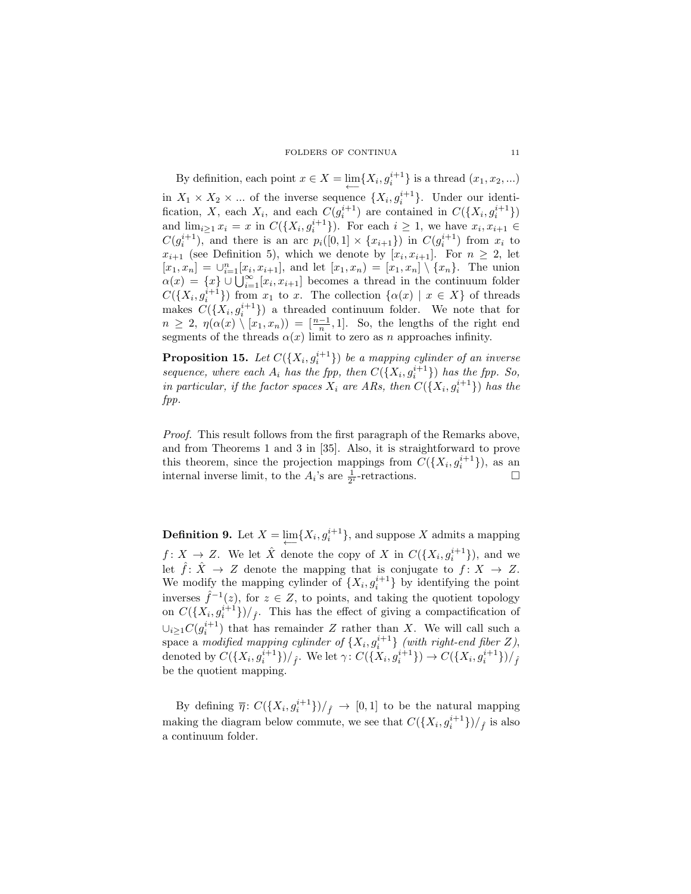By definition, each point $x \in X = \varprojlim\{X_i, g_i^{i+1}\}$ is a thread $(x_1, x_2, ...)$ in $X_1 \times X_2 \times ...$ of the inverse sequence $\{X_i, g_i^{i+1}\}$. Under our identification, $X$, each $X_i$, and each $C(g_i^{i+1})$ are contained in $C(\{X_i, g_i^{i+1}\})$ and $\lim_{i\geq 1} x_i = x$ in $C(\{X_i, g_i^{i+1}\})$. For each $i \geq 1$, we have $x_i, x_{i+1} \in C(g_i^{i+1})$, and there is an arc $p_i([0,1] \times \{x_{i+1}\})$ in $C(g_i^{i+1})$ from $x_i$ to $x_{i+1}$ (see Definition 5), which we denote by $[x_i, x_{i+1}]$. For $n \geq 2$, let $[x_1, x_n] = \cup_{i=1}^{n}[x_i, x_{i+1}]$, and let $[x_1, x_n) = [x_1, x_n] \setminus \{x_n\}$. The union $\alpha(x) = \{x\} \cup \bigcup_{i=1}^{\infty}[x_i, x_{i+1}]$ becomes a thread in the continuum folder $C(\{X_i, g_i^{i+1}\})$ from $x_1$ to $x$. The collection $\{\alpha(x) \mid x \in X\}$ of threads makes $C(\{X_i, g_i^{i+1}\})$ a threaded continuum folder. We note that for $n \geq 2$, $\eta(\alpha(x) \setminus [x_1, x_n)) = [\frac{n-1}{n}, 1]$. So, the lengths of the right end segments of the threads $\alpha(x)$ limit to zero as $n$ approaches infinity.

**Proposition 15.** *Let $C(\{X_i, g_i^{i+1}\})$ be a mapping cylinder of an inverse sequence, where each $A_i$ has the fpp, then $C(\{X_i, g_i^{i+1}\})$ has the fpp. So, in particular, if the factor spaces $X_i$ are ARs, then $C(\{X_i, g_i^{i+1}\})$ has the fpp.*

*Proof.* This result follows from the first paragraph of the Remarks above, and from Theorems 1 and 3 in [35]. Also, it is straightforward to prove this theorem, since the projection mappings from $C(\{X_i, g_i^{i+1}\})$, as an internal inverse limit, to the $A_i$'s are $\frac{1}{2^i}$-retractions. $\square$

**Definition 9.** Let $X = \varprojlim\{X_i, g_i^{i+1}\}$, and suppose $X$ admits a mapping $f\colon X \to Z$. We let $\hat{X}$ denote the copy of $X$ in $C(\{X_i, g_i^{i+1}\})$, and we let $\hat{f}\colon \hat{X} \to Z$ denote the mapping that is conjugate to $f\colon X \to Z$. We modify the mapping cylinder of $\{X_i, g_i^{i+1}\}$ by identifying the point inverses $\hat{f}^{-1}(z)$, for $z \in Z$, to points, and taking the quotient topology on $C(\{X_i, g_i^{i+1}\})/_{\hat{f}}$. This has the effect of giving a compactification of $\cup_{i\geq 1}C(g_i^{i+1})$ that has remainder $Z$ rather than $X$. We will call such a space a *modified mapping cylinder of* $\{X_i, g_i^{i+1}\}$ *(with right-end fiber $Z$)*, denoted by $C(\{X_i, g_i^{i+1}\})/_{\hat{f}}$. We let $\gamma\colon C(\{X_i, g_i^{i+1}\}) \to C(\{X_i, g_i^{i+1}\})/_{\hat{f}}$ be the quotient mapping.

By defining $\overline{\eta}\colon C(\{X_i, g_i^{i+1}\})/_{\hat{f}} \to [0,1]$ to be the natural mapping making the diagram below commute, we see that $C(\{X_i, g_i^{i+1}\})/_{\hat{f}}$ is also a continuum folder.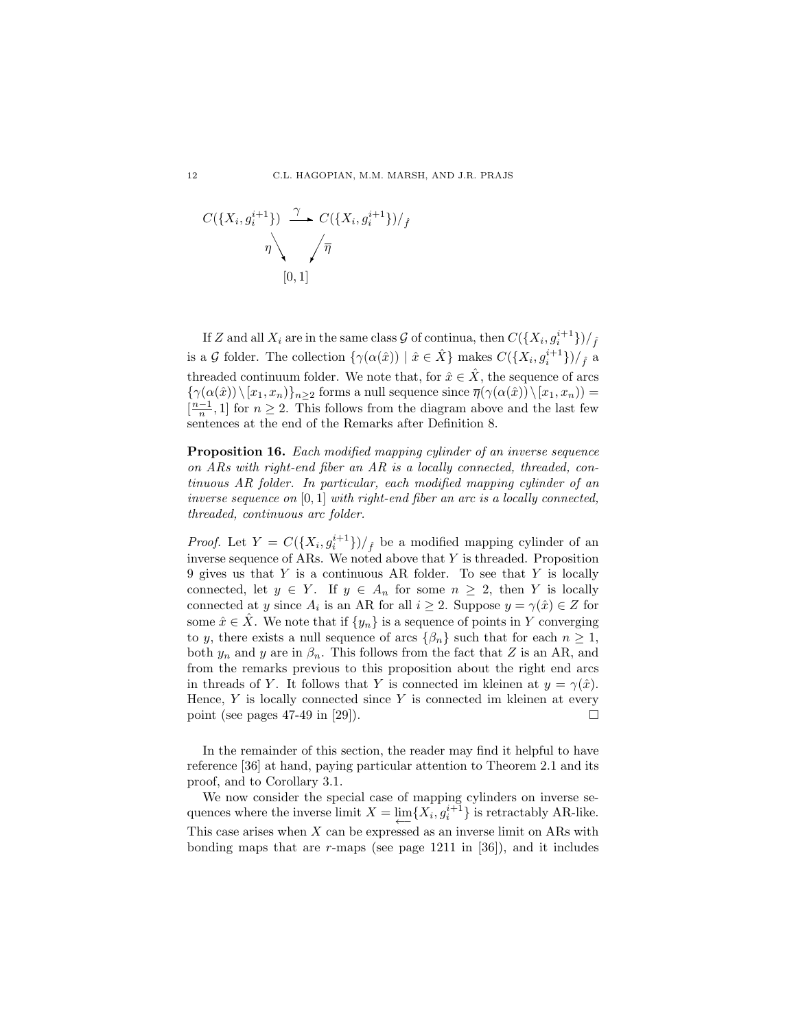$$
\begin{array}{ccc}
C(\{X_i, g_i^{i+1}\}) & \xrightarrow{\gamma} & C(\{X_i, g_i^{i+1}\})/_{\hat{f}} \\
& \eta \searrow \quad \swarrow \overline{\eta} & \\
& [0,1] &
\end{array}
$$

If $Z$ and all $X_i$ are in the same class $\mathcal{G}$ of continua, then $C(\{X_i, g_i^{i+1}\})/_{\hat{f}}$ is a $\mathcal{G}$ folder. The collection $\{\gamma(\alpha(\hat{x})) \mid \hat{x} \in \hat{X}\}$ makes $C(\{X_i, g_i^{i+1}\})/_{\hat{f}}$ a threaded continuum folder. We note that, for $\hat{x} \in \hat{X}$, the sequence of arcs $\{\gamma(\alpha(\hat{x})) \setminus [x_1, x_n)\}_{n \geq 2}$ forms a null sequence since $\overline{\eta}(\gamma(\alpha(\hat{x})) \setminus [x_1, x_n)) = [\frac{n-1}{n}, 1]$ for $n \geq 2$. This follows from the diagram above and the last few sentences at the end of the Remarks after Definition 8.

**Proposition 16.** *Each modified mapping cylinder of an inverse sequence on ARs with right-end fiber an AR is a locally connected, threaded, continuous AR folder. In particular, each modified mapping cylinder of an inverse sequence on* $[0, 1]$ *with right-end fiber an arc is a locally connected, threaded, continuous arc folder.*

*Proof.* Let $Y = C(\{X_i, g_i^{i+1}\})/_{\hat{f}}$ be a modified mapping cylinder of an inverse sequence of ARs. We noted above that $Y$ is threaded. Proposition 9 gives us that $Y$ is a continuous AR folder. To see that $Y$ is locally connected, let $y \in Y$. If $y \in A_n$ for some $n \geq 2$, then $Y$ is locally connected at $y$ since $A_i$ is an AR for all $i \geq 2$. Suppose $y = \gamma(\hat{x}) \in Z$ for some $\hat{x} \in \hat{X}$. We note that if $\{y_n\}$ is a sequence of points in $Y$ converging to $y$, there exists a null sequence of arcs $\{\beta_n\}$ such that for each $n \geq 1$, both $y_n$ and $y$ are in $\beta_n$. This follows from the fact that $Z$ is an AR, and from the remarks previous to this proposition about the right end arcs in threads of $Y$. It follows that $Y$ is connected im kleinen at $y = \gamma(\hat{x})$. Hence, $Y$ is locally connected since $Y$ is connected im kleinen at every point (see pages 47-49 in [29]). □

In the remainder of this section, the reader may find it helpful to have reference [36] at hand, paying particular attention to Theorem 2.1 and its proof, and to Corollary 3.1.

We now consider the special case of mapping cylinders on inverse sequences where the inverse limit $X = \varprojlim\{X_i, g_i^{i+1}\}$ is retractably AR-like. This case arises when $X$ can be expressed as an inverse limit on ARs with bonding maps that are $r$-maps (see page 1211 in [36]), and it includes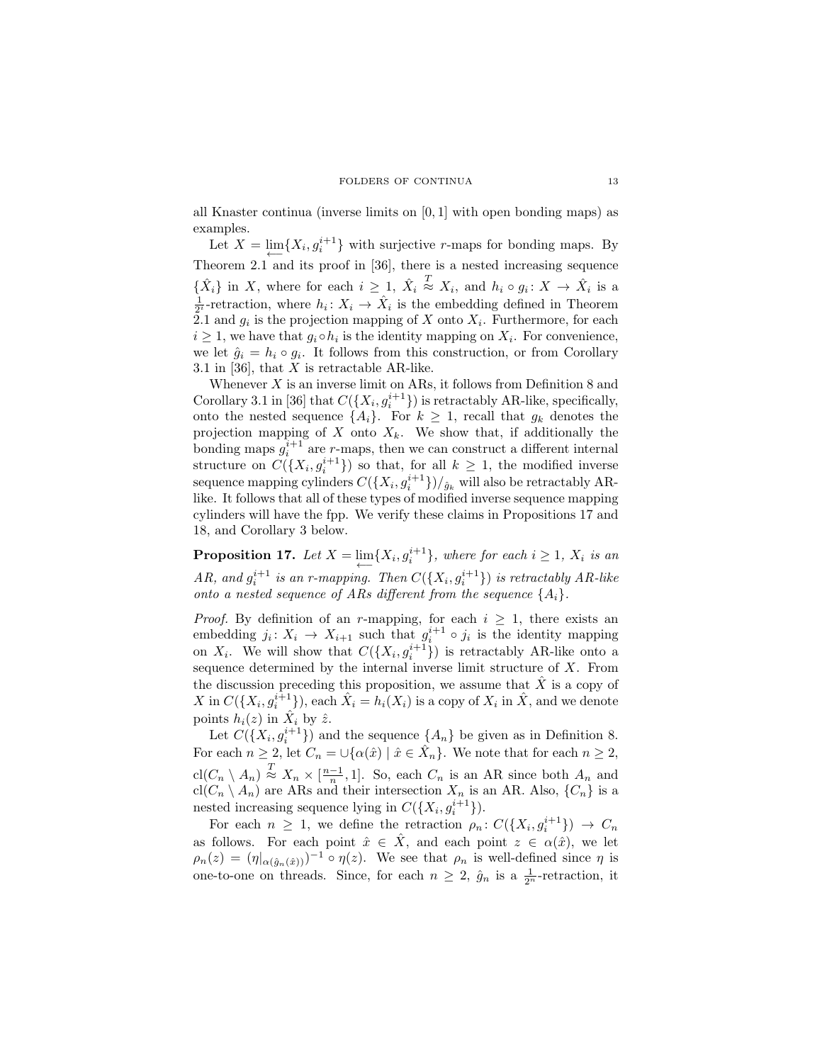all Knaster continua (inverse limits on $[0,1]$ with open bonding maps) as examples.

Let $X = \varprojlim\{X_i, g_i^{i+1}\}$ with surjective $r$-maps for bonding maps. By Theorem 2.1 and its proof in [36], there is a nested increasing sequence $\{\hat{X}_i\}$ in $X$, where for each $i \geq 1$, $\hat{X}_i \overset{T}{\approx} X_i$, and $h_i \circ g_i \colon X \to \hat{X}_i$ is a $\frac{1}{2^i}$-retraction, where $h_i \colon X_i \to \hat{X}_i$ is the embedding defined in Theorem 2.1 and $g_i$ is the projection mapping of $X$ onto $X_i$. Furthermore, for each $i \geq 1$, we have that $g_i \circ h_i$ is the identity mapping on $X_i$. For convenience, we let $\hat{g}_i = h_i \circ g_i$. It follows from this construction, or from Corollary 3.1 in [36], that $X$ is retractable AR-like.

Whenever $X$ is an inverse limit on ARs, it follows from Definition 8 and Corollary 3.1 in [36] that $C(\{X_i, g_i^{i+1}\})$ is retractably AR-like, specifically, onto the nested sequence $\{A_i\}$. For $k \geq 1$, recall that $g_k$ denotes the projection mapping of $X$ onto $X_k$. We show that, if additionally the bonding maps $g_i^{i+1}$ are $r$-maps, then we can construct a different internal structure on $C(\{X_i, g_i^{i+1}\})$ so that, for all $k \geq 1$, the modified inverse sequence mapping cylinders $C(\{X_i, g_i^{i+1}\})/_{\hat{g}_k}$ will also be retractably AR-like. It follows that all of these types of modified inverse sequence mapping cylinders will have the fpp. We verify these claims in Propositions 17 and 18, and Corollary 3 below.

**Proposition 17.** *Let $X = \varprojlim\{X_i, g_i^{i+1}\}$, where for each $i \geq 1$, $X_i$ is an AR, and $g_i^{i+1}$ is an $r$-mapping. Then $C(\{X_i, g_i^{i+1}\})$ is retractably AR-like onto a nested sequence of ARs different from the sequence $\{A_i\}$.*

*Proof.* By definition of an $r$-mapping, for each $i \geq 1$, there exists an embedding $j_i \colon X_i \to X_{i+1}$ such that $g_i^{i+1} \circ j_i$ is the identity mapping on $X_i$. We will show that $C(\{X_i, g_i^{i+1}\})$ is retractably AR-like onto a sequence determined by the internal inverse limit structure of $X$. From the discussion preceding this proposition, we assume that $\hat{X}$ is a copy of $X$ in $C(\{X_i, g_i^{i+1}\})$, each $\hat{X}_i = h_i(X_i)$ is a copy of $X_i$ in $\hat{X}$, and we denote points $h_i(z)$ in $\hat{X}_i$ by $\hat{z}$.

Let $C(\{X_i, g_i^{i+1}\})$ and the sequence $\{A_n\}$ be given as in Definition 8. For each $n \geq 2$, let $C_n = \cup\{\alpha(\hat{x}) \mid \hat{x} \in \hat{X}_n\}$. We note that for each $n \geq 2$, $\mathrm{cl}(C_n \setminus A_n) \overset{T}{\approx} X_n \times [\frac{n-1}{n}, 1]$. So, each $C_n$ is an AR since both $A_n$ and $\mathrm{cl}(C_n \setminus A_n)$ are ARs and their intersection $X_n$ is an AR. Also, $\{C_n\}$ is a nested increasing sequence lying in $C(\{X_i, g_i^{i+1}\})$.

For each $n \geq 1$, we define the retraction $\rho_n \colon C(\{X_i, g_i^{i+1}\}) \to C_n$ as follows. For each point $\hat{x} \in \hat{X}$, and each point $z \in \alpha(\hat{x})$, we let $\rho_n(z) = (\eta|_{\alpha(\hat{g}_n(\hat{x}))})^{-1} \circ \eta(z)$. We see that $\rho_n$ is well-defined since $\eta$ is one-to-one on threads. Since, for each $n \geq 2$, $\hat{g}_n$ is a $\frac{1}{2^n}$-retraction, it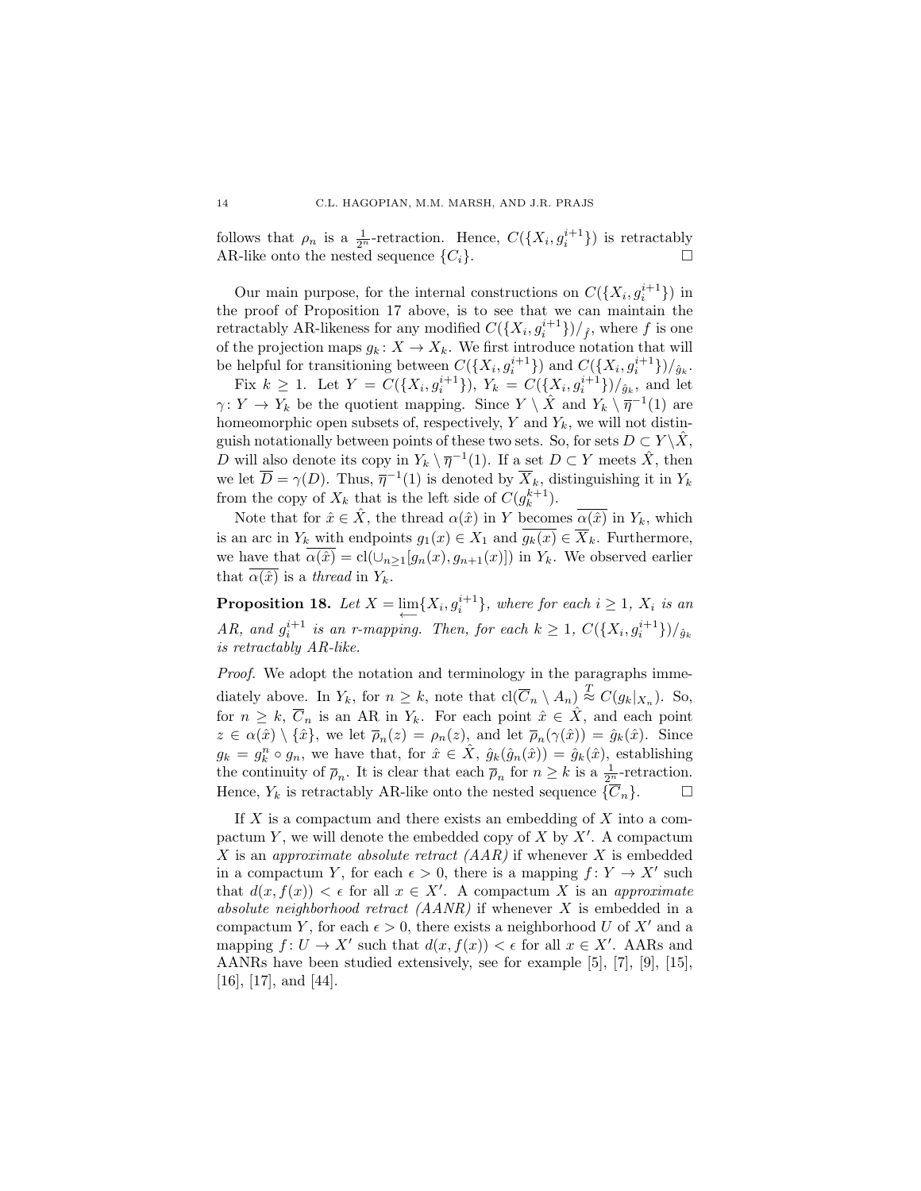follows that $\rho_n$ is a $\frac{1}{2^n}$-retraction. Hence, $C(\{X_i, g_i^{i+1}\})$ is retractably AR-like onto the nested sequence $\{C_i\}$. □

Our main purpose, for the internal constructions on $C(\{X_i, g_i^{i+1}\})$ in the proof of Proposition 17 above, is to see that we can maintain the retractably AR-likeness for any modified $C(\{X_i, g_i^{i+1}\})/_{\hat{f}}$, where $f$ is one of the projection maps $g_k\colon X \to X_k$. We first introduce notation that will be helpful for transitioning between $C(\{X_i, g_i^{i+1}\})$ and $C(\{X_i, g_i^{i+1}\})/_{\hat{g}_k}$.

Fix $k \geq 1$. Let $Y = C(\{X_i, g_i^{i+1}\})$, $Y_k = C(\{X_i, g_i^{i+1}\})/_{\hat{g}_k}$, and let $\gamma\colon Y \to Y_k$ be the quotient mapping. Since $Y \setminus \hat{X}$ and $Y_k \setminus \overline{\eta}^{-1}(1)$ are homeomorphic open subsets of, respectively, $Y$ and $Y_k$, we will not distinguish notationally between points of these two sets. So, for sets $D \subset Y \setminus \hat{X}$, $D$ will also denote its copy in $Y_k \setminus \overline{\eta}^{-1}(1)$. If a set $D \subset Y$ meets $\hat{X}$, then we let $\overline{D} = \gamma(D)$. Thus, $\overline{\eta}^{-1}(1)$ is denoted by $\overline{X}_k$, distinguishing it in $Y_k$ from the copy of $X_k$ that is the left side of $C(g_k^{k+1})$.

Note that for $\hat{x} \in \hat{X}$, the thread $\alpha(\hat{x})$ in $Y$ becomes $\overline{\alpha(\hat{x})}$ in $Y_k$, which is an arc in $Y_k$ with endpoints $g_1(x) \in X_1$ and $\overline{g_k(x)} \in \overline{X}_k$. Furthermore, we have that $\overline{\alpha(\hat{x})} = \mathrm{cl}(\cup_{n\geq 1}[g_n(x), g_{n+1}(x)])$ in $Y_k$. We observed earlier that $\overline{\alpha(\hat{x})}$ is a *thread* in $Y_k$.

**Proposition 18.** *Let $X = \varprojlim\{X_i, g_i^{i+1}\}$, where for each $i \geq 1$, $X_i$ is an AR, and $g_i^{i+1}$ is an r-mapping. Then, for each $k \geq 1$, $C(\{X_i, g_i^{i+1}\})/_{\hat{g}_k}$ is retractably AR-like.*

*Proof.* We adopt the notation and terminology in the paragraphs immediately above. In $Y_k$, for $n \geq k$, note that $\mathrm{cl}(\overline{C}_n \setminus A_n) \overset{T}{\approx} C(g_k|_{X_n})$. So, for $n \geq k$, $\overline{C}_n$ is an AR in $Y_k$. For each point $\hat{x} \in \hat{X}$, and each point $z \in \alpha(\hat{x}) \setminus \{\hat{x}\}$, we let $\overline{\rho}_n(z) = \rho_n(z)$, and let $\overline{\rho}_n(\gamma(\hat{x})) = \hat{g}_k(\hat{x})$. Since $g_k = g_k^n \circ g_n$, we have that, for $\hat{x} \in \hat{X}$, $\hat{g}_k(\hat{g}_n(\hat{x})) = \hat{g}_k(\hat{x})$, establishing the continuity of $\overline{\rho}_n$. It is clear that each $\overline{\rho}_n$ for $n \geq k$ is a $\frac{1}{2^n}$-retraction. Hence, $Y_k$ is retractably AR-like onto the nested sequence $\{\overline{C}_n\}$. □

If $X$ is a compactum and there exists an embedding of $X$ into a compactum $Y$, we will denote the embedded copy of $X$ by $X'$. A compactum $X$ is an *approximate absolute retract (AAR)* if whenever $X$ is embedded in a compactum $Y$, for each $\epsilon > 0$, there is a mapping $f\colon Y \to X'$ such that $d(x, f(x)) < \epsilon$ for all $x \in X'$. A compactum $X$ is an *approximate absolute neighborhood retract (AANR)* if whenever $X$ is embedded in a compactum $Y$, for each $\epsilon > 0$, there exists a neighborhood $U$ of $X'$ and a mapping $f\colon U \to X'$ such that $d(x, f(x)) < \epsilon$ for all $x \in X'$. AARs and AANRs have been studied extensively, see for example [5], [7], [9], [15], [16], [17], and [44].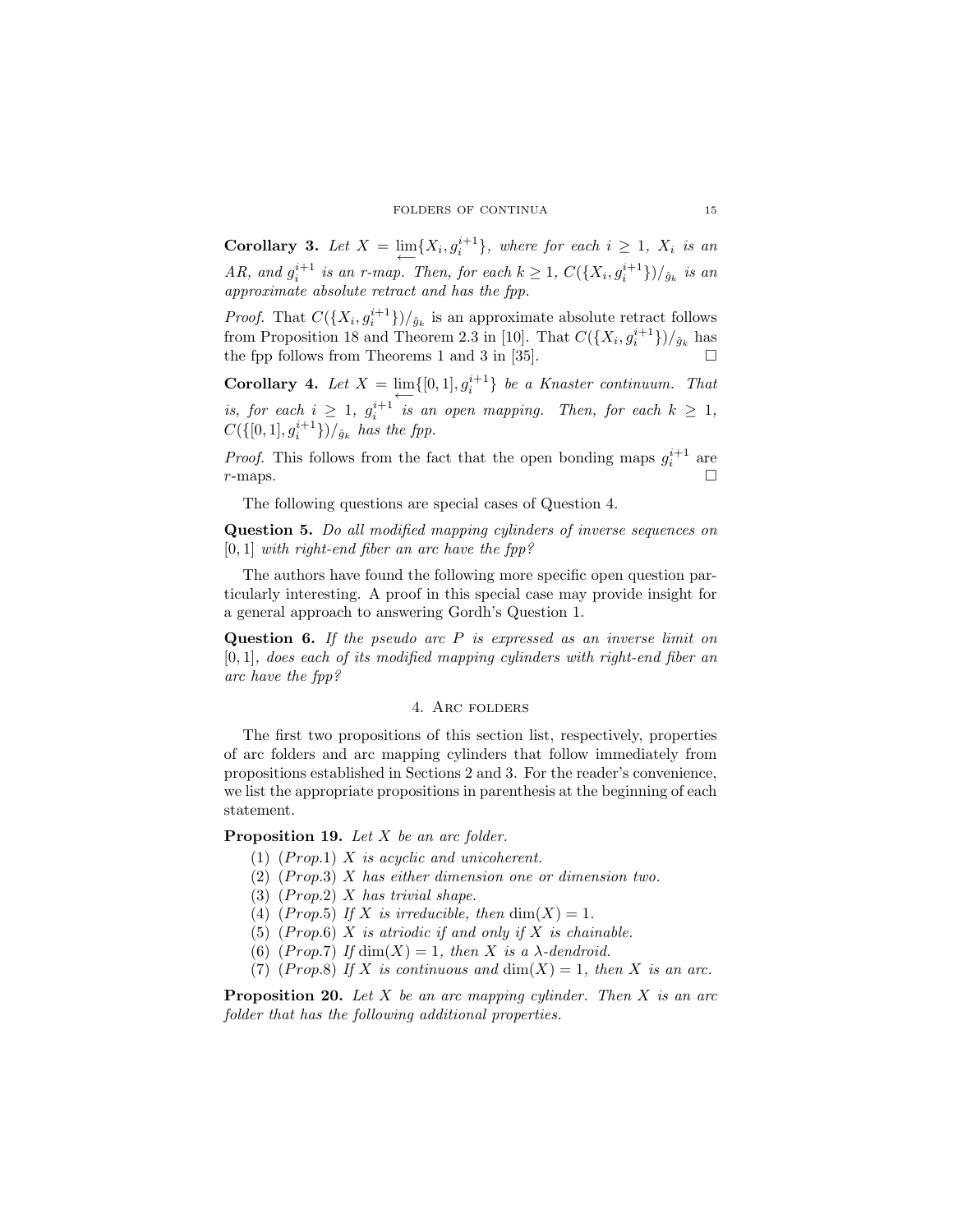**Corollary 3.** *Let $X = \varprojlim\{X_i, g_i^{i+1}\}$, where for each $i \geq 1$, $X_i$ is an AR, and $g_i^{i+1}$ is an r-map. Then, for each $k \geq 1$, $C(\{X_i, g_i^{i+1}\})/_{\hat{g}_k}$ is an approximate absolute retract and has the fpp.*

*Proof.* That $C(\{X_i, g_i^{i+1}\})/_{\hat{g}_k}$ is an approximate absolute retract follows from Proposition 18 and Theorem 2.3 in [10]. That $C(\{X_i, g_i^{i+1}\})/_{\hat{g}_k}$ has the fpp follows from Theorems 1 and 3 in [35]. □

**Corollary 4.** *Let $X = \varprojlim\{[0,1], g_i^{i+1}\}$ be a Knaster continuum. That is, for each $i \geq 1$, $g_i^{i+1}$ is an open mapping. Then, for each $k \geq 1$, $C(\{[0,1], g_i^{i+1}\})/_{\hat{g}_k}$ has the fpp.*

*Proof.* This follows from the fact that the open bonding maps $g_i^{i+1}$ are $r$-maps. □

The following questions are special cases of Question 4.

**Question 5.** *Do all modified mapping cylinders of inverse sequences on $[0,1]$ with right-end fiber an arc have the fpp?*

The authors have found the following more specific open question particularly interesting. A proof in this special case may provide insight for a general approach to answering Gordh's Question 1.

**Question 6.** *If the pseudo arc $P$ is expressed as an inverse limit on $[0,1]$, does each of its modified mapping cylinders with right-end fiber an arc have the fpp?*

## 4. Arc folders

The first two propositions of this section list, respectively, properties of arc folders and arc mapping cylinders that follow immediately from propositions established in Sections 2 and 3. For the reader's convenience, we list the appropriate propositions in parenthesis at the beginning of each statement.

**Proposition 19.** *Let $X$ be an arc folder.*

1. *(Prop.1) $X$ is acyclic and unicoherent.*
2. *(Prop.3) $X$ has either dimension one or dimension two.*
3. *(Prop.2) $X$ has trivial shape.*
4. *(Prop.5) If $X$ is irreducible, then $\dim(X) = 1$.*
5. *(Prop.6) $X$ is atriodic if and only if $X$ is chainable.*
6. *(Prop.7) If $\dim(X) = 1$, then $X$ is a $\lambda$-dendroid.*
7. *(Prop.8) If $X$ is continuous and $\dim(X) = 1$, then $X$ is an arc.*

**Proposition 20.** *Let $X$ be an arc mapping cylinder. Then $X$ is an arc folder that has the following additional properties.*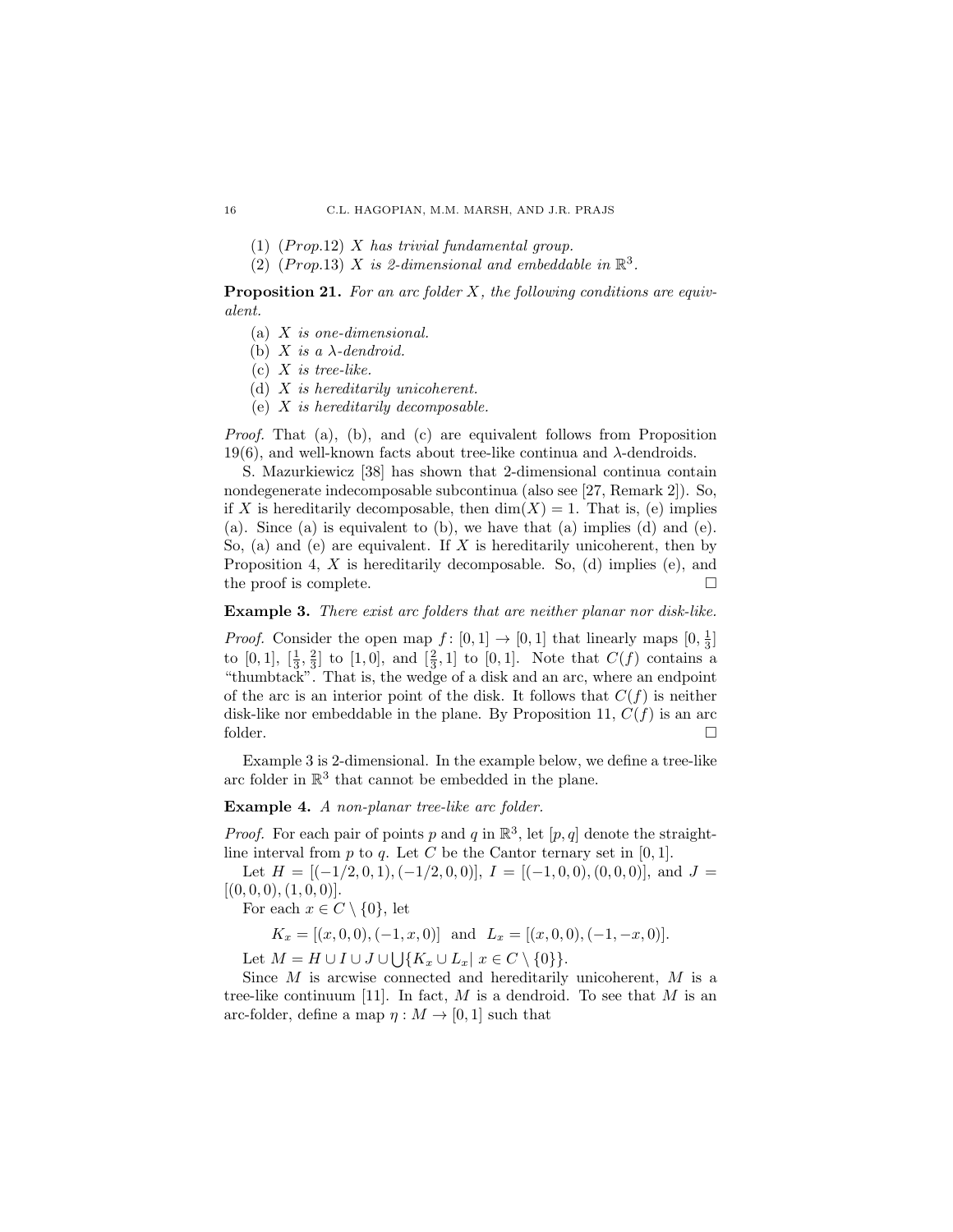(1) (*Prop.*12) *X has trivial fundamental group.*
(2) (*Prop.*13) *X is 2-dimensional and embeddable in* $\mathbb{R}^3$.

**Proposition 21.** *For an arc folder X, the following conditions are equivalent.*

(a) *X is one-dimensional.*
(b) *X is a* $\lambda$*-dendroid.*
(c) *X is tree-like.*
(d) *X is hereditarily unicoherent.*
(e) *X is hereditarily decomposable.*

*Proof.* That (a), (b), and (c) are equivalent follows from Proposition 19(6), and well-known facts about tree-like continua and $\lambda$-dendroids.

S. Mazurkiewicz [38] has shown that 2-dimensional continua contain nondegenerate indecomposable subcontinua (also see [27, Remark 2]). So, if $X$ is hereditarily decomposable, then $\dim(X) = 1$. That is, (e) implies (a). Since (a) is equivalent to (b), we have that (a) implies (d) and (e). So, (a) and (e) are equivalent. If $X$ is hereditarily unicoherent, then by Proposition 4, $X$ is hereditarily decomposable. So, (d) implies (e), and the proof is complete. □

**Example 3.** *There exist arc folders that are neither planar nor disk-like.*

*Proof.* Consider the open map $f\colon [0,1] \to [0,1]$ that linearly maps $[0, \frac{1}{3}]$ to $[0,1]$, $[\frac{1}{3}, \frac{2}{3}]$ to $[1,0]$, and $[\frac{2}{3}, 1]$ to $[0,1]$. Note that $C(f)$ contains a "thumbtack". That is, the wedge of a disk and an arc, where an endpoint of the arc is an interior point of the disk. It follows that $C(f)$ is neither disk-like nor embeddable in the plane. By Proposition 11, $C(f)$ is an arc folder. □

Example 3 is 2-dimensional. In the example below, we define a tree-like arc folder in $\mathbb{R}^3$ that cannot be embedded in the plane.

**Example 4.** *A non-planar tree-like arc folder.*

*Proof.* For each pair of points $p$ and $q$ in $\mathbb{R}^3$, let $[p, q]$ denote the straight-line interval from $p$ to $q$. Let $C$ be the Cantor ternary set in $[0, 1]$.

Let $H = [(-1/2, 0, 1), (-1/2, 0, 0)]$, $I = [(-1, 0, 0), (0, 0, 0)]$, and $J = [(0, 0, 0), (1, 0, 0)]$.

For each $x \in C \setminus \{0\}$, let

$$K_x = [(x, 0, 0), (-1, x, 0)] \text{ and } L_x = [(x, 0, 0), (-1, -x, 0)].$$

Let $M = H \cup I \cup J \cup \bigcup\{K_x \cup L_x |\ x \in C \setminus \{0\}\}$.

Since $M$ is arcwise connected and hereditarily unicoherent, $M$ is a tree-like continuum [11]. In fact, $M$ is a dendroid. To see that $M$ is an arc-folder, define a map $\eta : M \to [0, 1]$ such that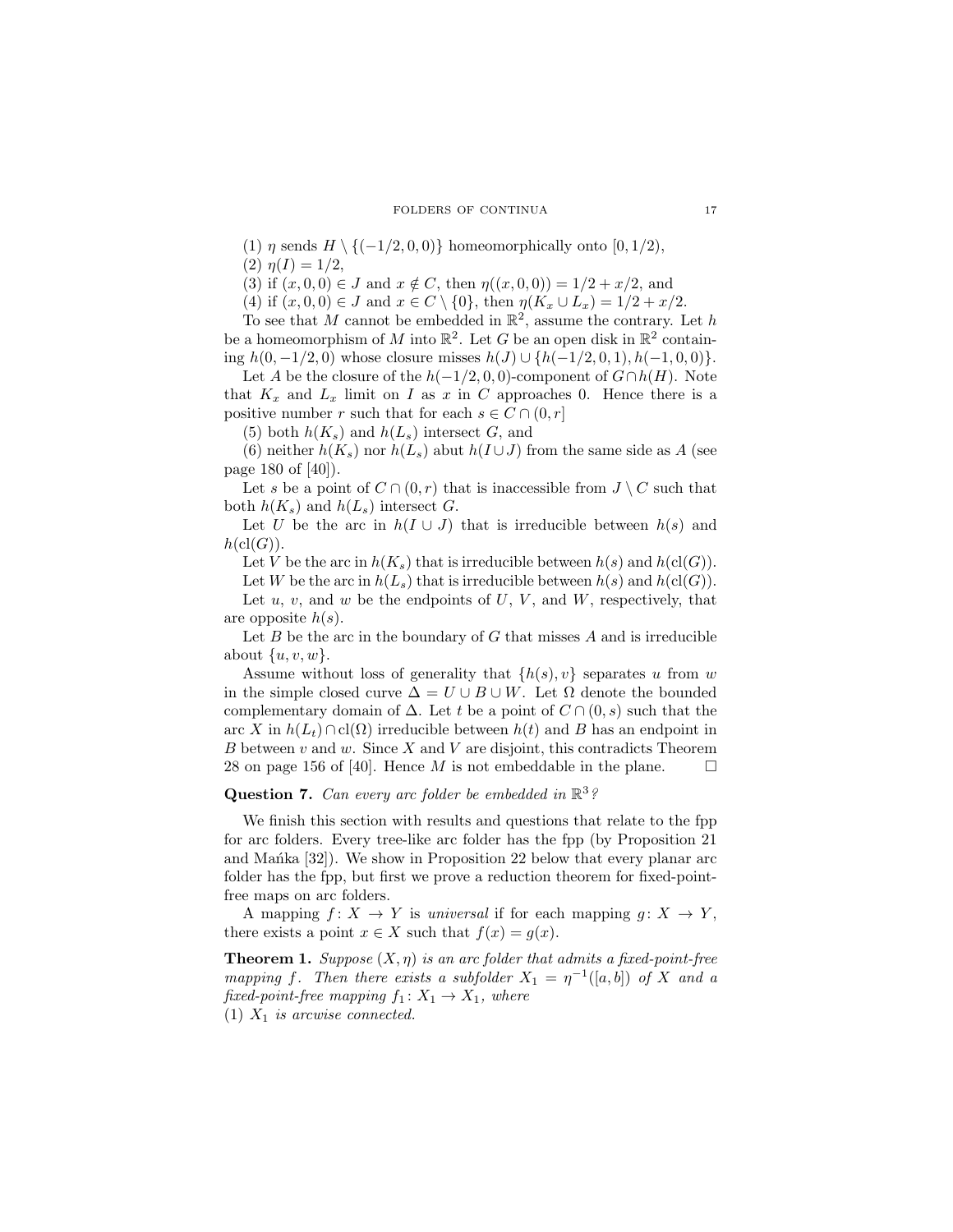(1) $\eta$ sends $H \setminus \{(-1/2, 0, 0)\}$ homeomorphically onto $[0, 1/2)$,

(2) $\eta(I) = 1/2$,

(3) if $(x, 0, 0) \in J$ and $x \notin C$, then $\eta((x, 0, 0)) = 1/2 + x/2$, and

(4) if $(x, 0, 0) \in J$ and $x \in C \setminus \{0\}$, then $\eta(K_x \cup L_x) = 1/2 + x/2$.

To see that $M$ cannot be embedded in $\mathbb{R}^2$, assume the contrary. Let $h$ be a homeomorphism of $M$ into $\mathbb{R}^2$. Let $G$ be an open disk in $\mathbb{R}^2$ containing $h(0, -1/2, 0)$ whose closure misses $h(J) \cup \{h(-1/2, 0, 1), h(-1, 0, 0)\}$.

Let $A$ be the closure of the $h(-1/2, 0, 0)$-component of $G \cap h(H)$. Note that $K_x$ and $L_x$ limit on $I$ as $x$ in $C$ approaches 0. Hence there is a positive number $r$ such that for each $s \in C \cap (0, r]$

(5) both $h(K_s)$ and $h(L_s)$ intersect $G$, and

(6) neither $h(K_s)$ nor $h(L_s)$ abut $h(I \cup J)$ from the same side as $A$ (see page 180 of [40]).

Let $s$ be a point of $C \cap (0, r)$ that is inaccessible from $J \setminus C$ such that both $h(K_s)$ and $h(L_s)$ intersect $G$.

Let $U$ be the arc in $h(I \cup J)$ that is irreducible between $h(s)$ and $h(\mathrm{cl}(G))$.

Let $V$ be the arc in $h(K_s)$ that is irreducible between $h(s)$ and $h(\mathrm{cl}(G))$.

Let $W$ be the arc in $h(L_s)$ that is irreducible between $h(s)$ and $h(\mathrm{cl}(G))$.

Let $u$, $v$, and $w$ be the endpoints of $U$, $V$, and $W$, respectively, that are opposite $h(s)$.

Let $B$ be the arc in the boundary of $G$ that misses $A$ and is irreducible about $\{u, v, w\}$.

Assume without loss of generality that $\{h(s), v\}$ separates $u$ from $w$ in the simple closed curve $\Delta = U \cup B \cup W$. Let $\Omega$ denote the bounded complementary domain of $\Delta$. Let $t$ be a point of $C \cap (0, s)$ such that the arc $X$ in $h(L_t) \cap \mathrm{cl}(\Omega)$ irreducible between $h(t)$ and $B$ has an endpoint in $B$ between $v$ and $w$. Since $X$ and $V$ are disjoint, this contradicts Theorem 28 on page 156 of [40]. Hence $M$ is not embeddable in the plane. □

**Question 7.** *Can every arc folder be embedded in $\mathbb{R}^3$?*

We finish this section with results and questions that relate to the fpp for arc folders. Every tree-like arc folder has the fpp (by Proposition 21 and Mańka [32]). We show in Proposition 22 below that every planar arc folder has the fpp, but first we prove a reduction theorem for fixed-point-free maps on arc folders.

A mapping $f \colon X \to Y$ is *universal* if for each mapping $g \colon X \to Y$, there exists a point $x \in X$ such that $f(x) = g(x)$.

**Theorem 1.** *Suppose $(X, \eta)$ is an arc folder that admits a fixed-point-free mapping $f$. Then there exists a subfolder $X_1 = \eta^{-1}([a, b])$ of $X$ and a fixed-point-free mapping $f_1 \colon X_1 \to X_1$, where*

*(1) $X_1$ is arcwise connected.*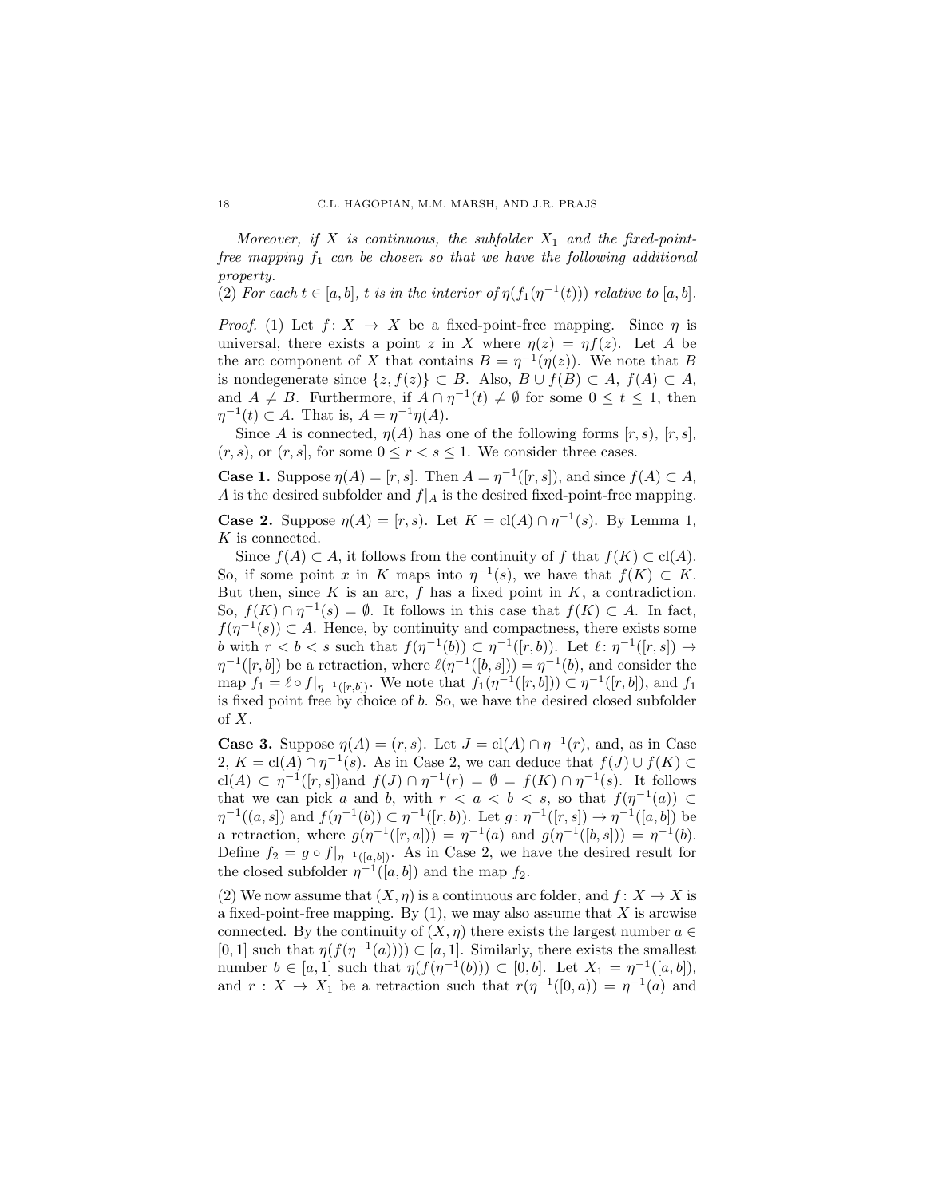*Moreover, if $X$ is continuous, the subfolder $X_1$ and the fixed-point-free mapping $f_1$ can be chosen so that we have the following additional property.*

(2) *For each $t \in [a, b]$, $t$ is in the interior of $\eta(f_1(\eta^{-1}(t)))$ relative to $[a, b]$.*

*Proof.* (1) Let $f\colon X \to X$ be a fixed-point-free mapping. Since $\eta$ is universal, there exists a point $z$ in $X$ where $\eta(z) = \eta f(z)$. Let $A$ be the arc component of $X$ that contains $B = \eta^{-1}(\eta(z))$. We note that $B$ is nondegenerate since $\{z, f(z)\} \subset B$. Also, $B \cup f(B) \subset A$, $f(A) \subset A$, and $A \neq B$. Furthermore, if $A \cap \eta^{-1}(t) \neq \emptyset$ for some $0 \leq t \leq 1$, then $\eta^{-1}(t) \subset A$. That is, $A = \eta^{-1}\eta(A)$.

Since $A$ is connected, $\eta(A)$ has one of the following forms $[r, s)$, $[r, s]$, $(r, s)$, or $(r, s]$, for some $0 \leq r < s \leq 1$. We consider three cases.

**Case 1.** Suppose $\eta(A) = [r, s]$. Then $A = \eta^{-1}([r, s])$, and since $f(A) \subset A$, $A$ is the desired subfolder and $f|_A$ is the desired fixed-point-free mapping.

**Case 2.** Suppose $\eta(A) = [r, s)$. Let $K = \mathrm{cl}(A) \cap \eta^{-1}(s)$. By Lemma 1, $K$ is connected.

Since $f(A) \subset A$, it follows from the continuity of $f$ that $f(K) \subset \mathrm{cl}(A)$. So, if some point $x$ in $K$ maps into $\eta^{-1}(s)$, we have that $f(K) \subset K$. But then, since $K$ is an arc, $f$ has a fixed point in $K$, a contradiction. So, $f(K) \cap \eta^{-1}(s) = \emptyset$. It follows in this case that $f(K) \subset A$. In fact, $f(\eta^{-1}(s)) \subset A$. Hence, by continuity and compactness, there exists some $b$ with $r < b < s$ such that $f(\eta^{-1}(b)) \subset \eta^{-1}([r, b))$. Let $\ell\colon \eta^{-1}([r, s]) \to \eta^{-1}([r, b])$ be a retraction, where $\ell(\eta^{-1}([b, s])) = \eta^{-1}(b)$, and consider the map $f_1 = \ell \circ f|_{\eta^{-1}([r,b])}$. We note that $f_1(\eta^{-1}([r, b])) \subset \eta^{-1}([r, b])$, and $f_1$ is fixed point free by choice of $b$. So, we have the desired closed subfolder of $X$.

**Case 3.** Suppose $\eta(A) = (r, s)$. Let $J = \mathrm{cl}(A) \cap \eta^{-1}(r)$, and, as in Case 2, $K = \mathrm{cl}(A) \cap \eta^{-1}(s)$. As in Case 2, we can deduce that $f(J) \cup f(K) \subset \mathrm{cl}(A) \subset \eta^{-1}([r, s])$and $f(J) \cap \eta^{-1}(r) = \emptyset = f(K) \cap \eta^{-1}(s)$. It follows that we can pick $a$ and $b$, with $r < a < b < s$, so that $f(\eta^{-1}(a)) \subset \eta^{-1}((a, s])$ and $f(\eta^{-1}(b)) \subset \eta^{-1}([r, b))$. Let $g\colon \eta^{-1}([r, s]) \to \eta^{-1}([a, b])$ be a retraction, where $g(\eta^{-1}([r, a])) = \eta^{-1}(a)$ and $g(\eta^{-1}([b, s])) = \eta^{-1}(b)$. Define $f_2 = g \circ f|_{\eta^{-1}([a,b])}$. As in Case 2, we have the desired result for the closed subfolder $\eta^{-1}([a, b])$ and the map $f_2$.

(2) We now assume that $(X, \eta)$ is a continuous arc folder, and $f\colon X \to X$ is a fixed-point-free mapping. By (1), we may also assume that $X$ is arcwise connected. By the continuity of $(X, \eta)$ there exists the largest number $a \in [0, 1]$ such that $\eta(f(\eta^{-1}(a)))) \subset [a, 1]$. Similarly, there exists the smallest number $b \in [a, 1]$ such that $\eta(f(\eta^{-1}(b))) \subset [0, b]$. Let $X_1 = \eta^{-1}([a, b])$, and $r : X \to X_1$ be a retraction such that $r(\eta^{-1}([0, a)) = \eta^{-1}(a)$ and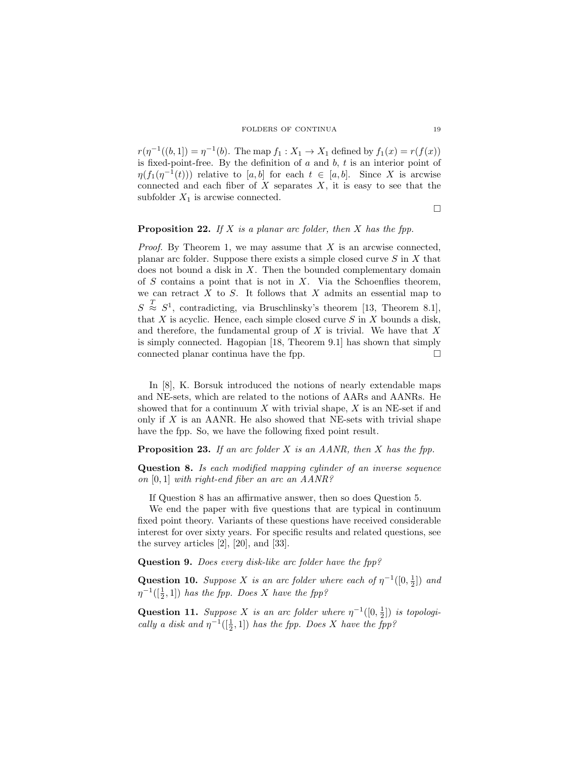$r(\eta^{-1}((b,1]) = \eta^{-1}(b)$. The map $f_1 : X_1 \to X_1$ defined by $f_1(x) = r(f(x))$ is fixed-point-free. By the definition of $a$ and $b$, $t$ is an interior point of $\eta(f_1(\eta^{-1}(t)))$ relative to $[a,b]$ for each $t \in [a,b]$. Since $X$ is arcwise connected and each fiber of $X$ separates $X$, it is easy to see that the subfolder $X_1$ is arcwise connected.

□

**Proposition 22.** *If $X$ is a planar arc folder, then $X$ has the fpp.*

*Proof.* By Theorem 1, we may assume that $X$ is an arcwise connected, planar arc folder. Suppose there exists a simple closed curve $S$ in $X$ that does not bound a disk in $X$. Then the bounded complementary domain of $S$ contains a point that is not in $X$. Via the Schoenflies theorem, we can retract $X$ to $S$. It follows that $X$ admits an essential map to $S \overset{T}{\approx} S^1$, contradicting, via Bruschlinsky's theorem [13, Theorem 8.1], that $X$ is acyclic. Hence, each simple closed curve $S$ in $X$ bounds a disk, and therefore, the fundamental group of $X$ is trivial. We have that $X$ is simply connected. Hagopian [18, Theorem 9.1] has shown that simply connected planar continua have the fpp. □

In [8], K. Borsuk introduced the notions of nearly extendable maps and NE-sets, which are related to the notions of AARs and AANRs. He showed that for a continuum $X$ with trivial shape, $X$ is an NE-set if and only if $X$ is an AANR. He also showed that NE-sets with trivial shape have the fpp. So, we have the following fixed point result.

**Proposition 23.** *If an arc folder $X$ is an AANR, then $X$ has the fpp.*

**Question 8.** *Is each modified mapping cylinder of an inverse sequence on $[0,1]$ with right-end fiber an arc an AANR?*

If Question 8 has an affirmative answer, then so does Question 5.

We end the paper with five questions that are typical in continuum fixed point theory. Variants of these questions have received considerable interest for over sixty years. For specific results and related questions, see the survey articles [2], [20], and [33].

**Question 9.** *Does every disk-like arc folder have the fpp?*

**Question 10.** *Suppose $X$ is an arc folder where each of $\eta^{-1}([0,\frac{1}{2}])$ and $\eta^{-1}([\frac{1}{2},1])$ has the fpp. Does $X$ have the fpp?*

**Question 11.** *Suppose $X$ is an arc folder where $\eta^{-1}([0,\frac{1}{2}])$ is topologically a disk and $\eta^{-1}([\frac{1}{2},1])$ has the fpp. Does $X$ have the fpp?*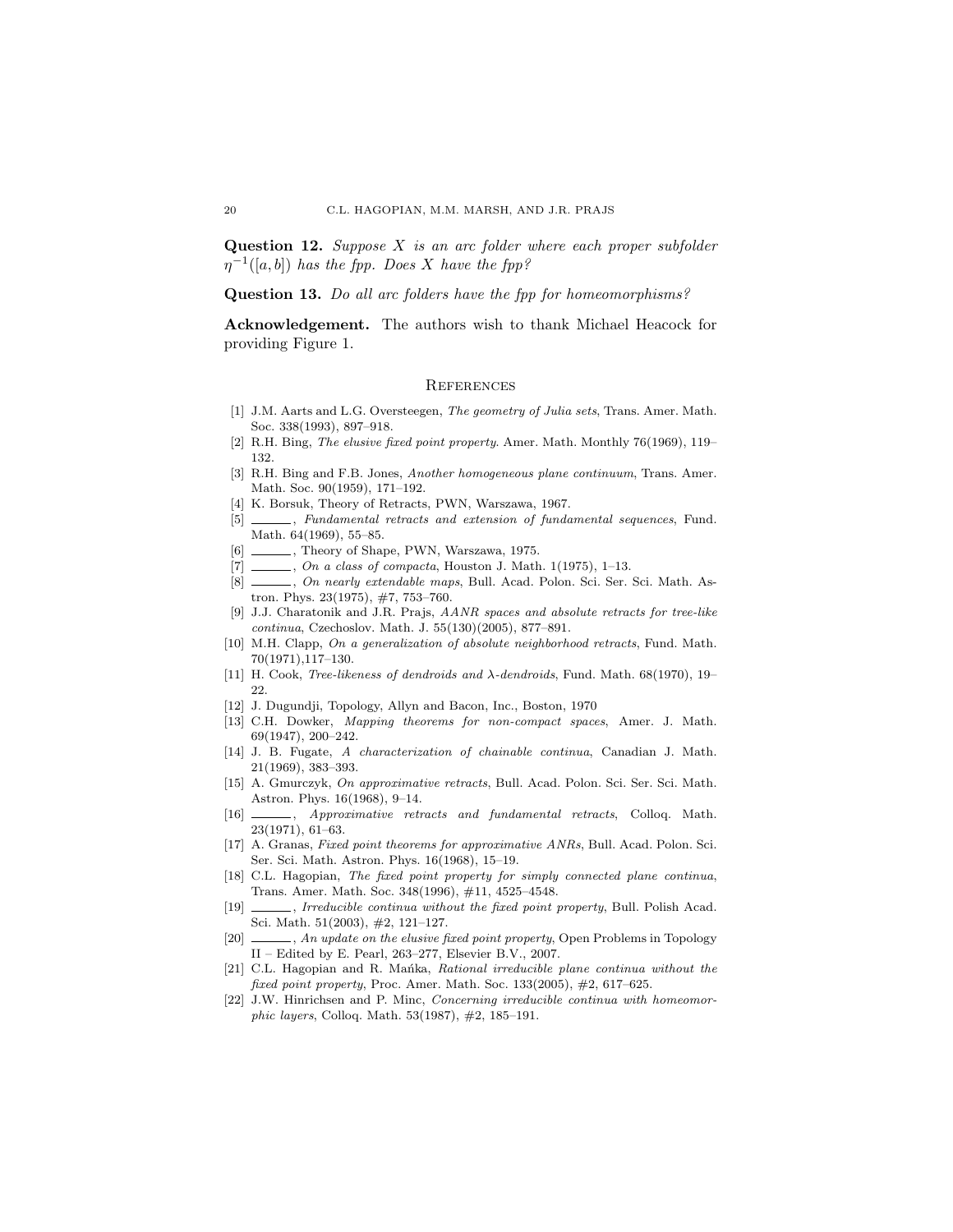**Question 12.** *Suppose $X$ is an arc folder where each proper subfolder $\eta^{-1}([a,b])$ has the fpp. Does $X$ have the fpp?*

**Question 13.** *Do all arc folders have the fpp for homeomorphisms?*

**Acknowledgement.** The authors wish to thank Michael Heacock for providing Figure 1.

## References

[1] J.M. Aarts and L.G. Oversteegen, *The geometry of Julia sets*, Trans. Amer. Math. Soc. 338(1993), 897–918.

[2] R.H. Bing, *The elusive fixed point property*. Amer. Math. Monthly 76(1969), 119–132.

[3] R.H. Bing and F.B. Jones, *Another homogeneous plane continuum*, Trans. Amer. Math. Soc. 90(1959), 171–192.

[4] K. Borsuk, Theory of Retracts, PWN, Warszawa, 1967.

[5] ______, *Fundamental retracts and extension of fundamental sequences*, Fund. Math. 64(1969), 55–85.

[6] ______, Theory of Shape, PWN, Warszawa, 1975.

[7] ______, *On a class of compacta*, Houston J. Math. 1(1975), 1–13.

[8] ______, *On nearly extendable maps*, Bull. Acad. Polon. Sci. Ser. Sci. Math. Astron. Phys. 23(1975), #7, 753–760.

[9] J.J. Charatonik and J.R. Prajs, *AANR spaces and absolute retracts for tree-like continua*, Czechoslov. Math. J. 55(130)(2005), 877–891.

[10] M.H. Clapp, *On a generalization of absolute neighborhood retracts*, Fund. Math. 70(1971),117–130.

[11] H. Cook, *Tree-likeness of dendroids and $\lambda$-dendroids*, Fund. Math. 68(1970), 19–22.

[12] J. Dugundji, Topology, Allyn and Bacon, Inc., Boston, 1970

[13] C.H. Dowker, *Mapping theorems for non-compact spaces*, Amer. J. Math. 69(1947), 200–242.

[14] J. B. Fugate, *A characterization of chainable continua*, Canadian J. Math. 21(1969), 383–393.

[15] A. Gmurczyk, *On approximative retracts*, Bull. Acad. Polon. Sci. Ser. Sci. Math. Astron. Phys. 16(1968), 9–14.

[16] ______, *Approximative retracts and fundamental retracts*, Colloq. Math. 23(1971), 61–63.

[17] A. Granas, *Fixed point theorems for approximative ANRs*, Bull. Acad. Polon. Sci. Ser. Sci. Math. Astron. Phys. 16(1968), 15–19.

[18] C.L. Hagopian, *The fixed point property for simply connected plane continua*, Trans. Amer. Math. Soc. 348(1996), #11, 4525–4548.

[19] ______, *Irreducible continua without the fixed point property*, Bull. Polish Acad. Sci. Math. 51(2003), #2, 121–127.

[20] ______, *An update on the elusive fixed point property*, Open Problems in Topology II – Edited by E. Pearl, 263–277, Elsevier B.V., 2007.

[21] C.L. Hagopian and R. Mańka, *Rational irreducible plane continua without the fixed point property*, Proc. Amer. Math. Soc. 133(2005), #2, 617–625.

[22] J.W. Hinrichsen and P. Minc, *Concerning irreducible continua with homeomorphic layers*, Colloq. Math. 53(1987), #2, 185–191.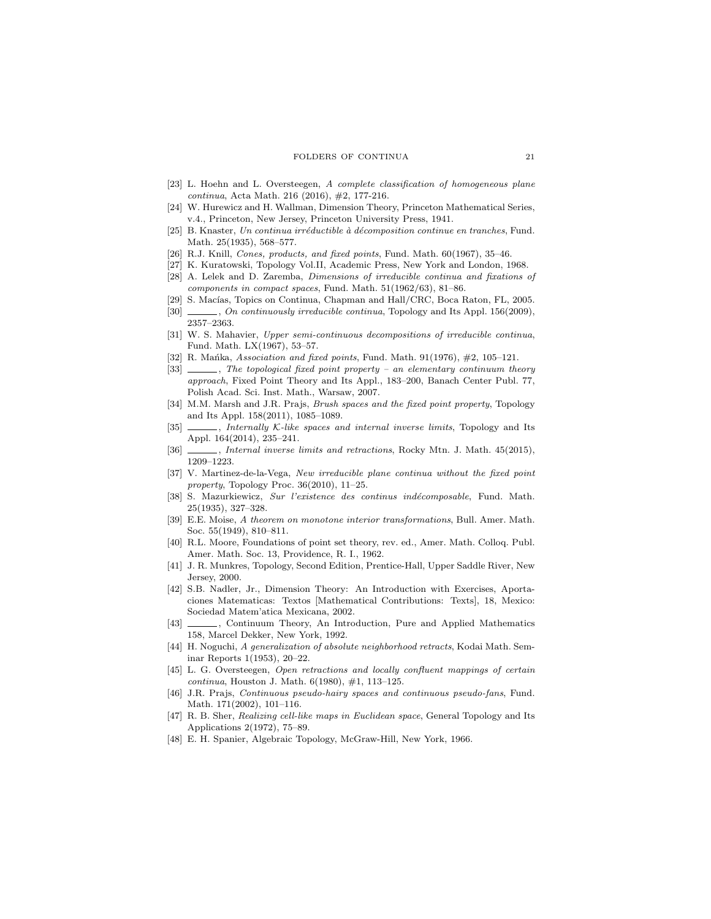[23] L. Hoehn and L. Oversteegen, *A complete classification of homogeneous plane continua*, Acta Math. 216 (2016), #2, 177-216.

[24] W. Hurewicz and H. Wallman, Dimension Theory, Princeton Mathematical Series, v.4., Princeton, New Jersey, Princeton University Press, 1941.

[25] B. Knaster, *Un continua irréductible à décomposition continue en tranches*, Fund. Math. 25(1935), 568–577.

[26] R.J. Knill, *Cones, products, and fixed points*, Fund. Math. 60(1967), 35–46.

[27] K. Kuratowski, Topology Vol.II, Academic Press, New York and London, 1968.

[28] A. Lelek and D. Zaremba, *Dimensions of irreducible continua and fixations of components in compact spaces*, Fund. Math. 51(1962/63), 81–86.

[29] S. Macías, Topics on Continua, Chapman and Hall/CRC, Boca Raton, FL, 2005.

[30] ______, *On continuously irreducible continua*, Topology and Its Appl. 156(2009), 2357–2363.

[31] W. S. Mahavier, *Upper semi-continuous decompositions of irreducible continua*, Fund. Math. LX(1967), 53–57.

[32] R. Mańka, *Association and fixed points*, Fund. Math. 91(1976), #2, 105–121.

[33] ______, *The topological fixed point property – an elementary continuum theory approach*, Fixed Point Theory and Its Appl., 183–200, Banach Center Publ. 77, Polish Acad. Sci. Inst. Math., Warsaw, 2007.

[34] M.M. Marsh and J.R. Prajs, *Brush spaces and the fixed point property*, Topology and Its Appl. 158(2011), 1085–1089.

[35] ______, *Internally $\mathcal{K}$-like spaces and internal inverse limits*, Topology and Its Appl. 164(2014), 235–241.

[36] ______, *Internal inverse limits and retractions*, Rocky Mtn. J. Math. 45(2015), 1209–1223.

[37] V. Martinez-de-la-Vega, *New irreducible plane continua without the fixed point property*, Topology Proc. 36(2010), 11–25.

[38] S. Mazurkiewicz, *Sur l'existence des continus indécomposable*, Fund. Math. 25(1935), 327–328.

[39] E.E. Moise, *A theorem on monotone interior transformations*, Bull. Amer. Math. Soc. 55(1949), 810–811.

[40] R.L. Moore, Foundations of point set theory, rev. ed., Amer. Math. Colloq. Publ. Amer. Math. Soc. 13, Providence, R. I., 1962.

[41] J. R. Munkres, Topology, Second Edition, Prentice-Hall, Upper Saddle River, New Jersey, 2000.

[42] S.B. Nadler, Jr., Dimension Theory: An Introduction with Exercises, Aportaciones Matematicas: Textos [Mathematical Contributions: Texts], 18, Mexico: Sociedad Matem'atica Mexicana, 2002.

[43] ______, Continuum Theory, An Introduction, Pure and Applied Mathematics 158, Marcel Dekker, New York, 1992.

[44] H. Noguchi, *A generalization of absolute neighborhood retracts*, Kodai Math. Seminar Reports 1(1953), 20–22.

[45] L. G. Oversteegen, *Open retractions and locally confluent mappings of certain continua*, Houston J. Math. 6(1980), #1, 113–125.

[46] J.R. Prajs, *Continuous pseudo-hairy spaces and continuous pseudo-fans*, Fund. Math. 171(2002), 101–116.

[47] R. B. Sher, *Realizing cell-like maps in Euclidean space*, General Topology and Its Applications 2(1972), 75–89.

[48] E. H. Spanier, Algebraic Topology, McGraw-Hill, New York, 1966.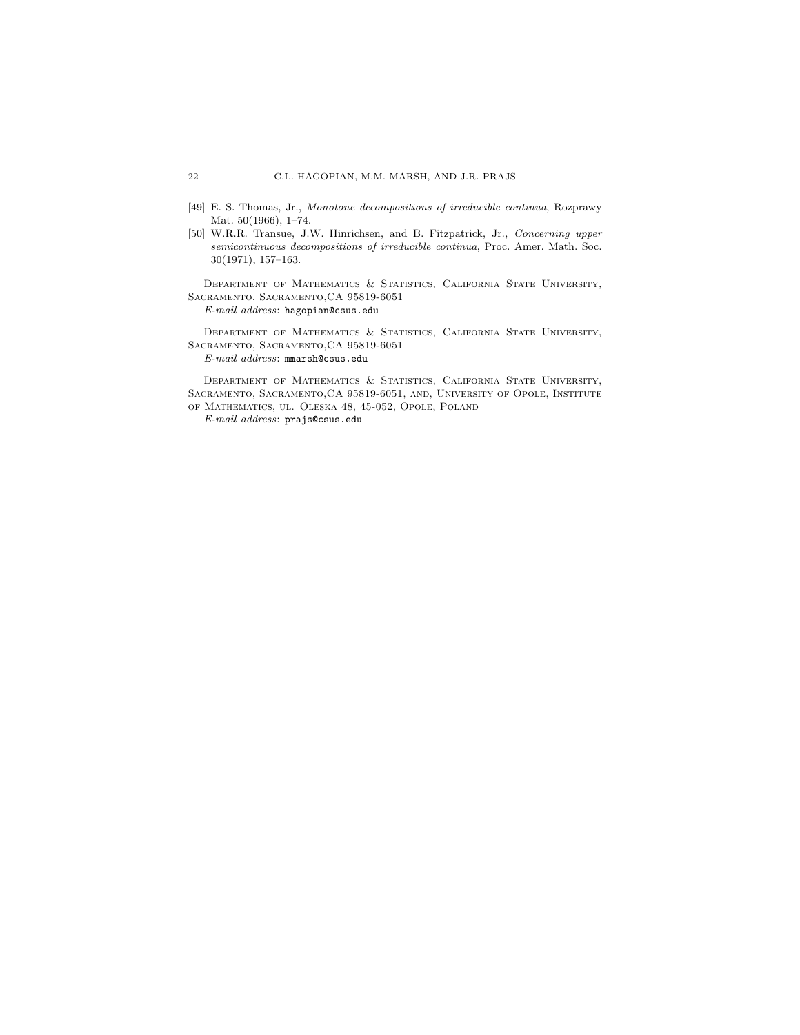[49] E. S. Thomas, Jr., *Monotone decompositions of irreducible continua*, Rozprawy Mat. 50(1966), 1–74.

[50] W.R.R. Transue, J.W. Hinrichsen, and B. Fitzpatrick, Jr., *Concerning upper semicontinuous decompositions of irreducible continua*, Proc. Amer. Math. Soc. 30(1971), 157–163.

Department of Mathematics & Statistics, California State University, Sacramento, Sacramento,CA 95819-6051

*E-mail address*: hagopian@csus.edu

Department of Mathematics & Statistics, California State University, Sacramento, Sacramento,CA 95819-6051

*E-mail address*: mmarsh@csus.edu

Department of Mathematics & Statistics, California State University, Sacramento, Sacramento,CA 95819-6051, and, University of Opole, Institute of Mathematics, ul. Oleska 48, 45-052, Opole, Poland

*E-mail address*: prajs@csus.edu